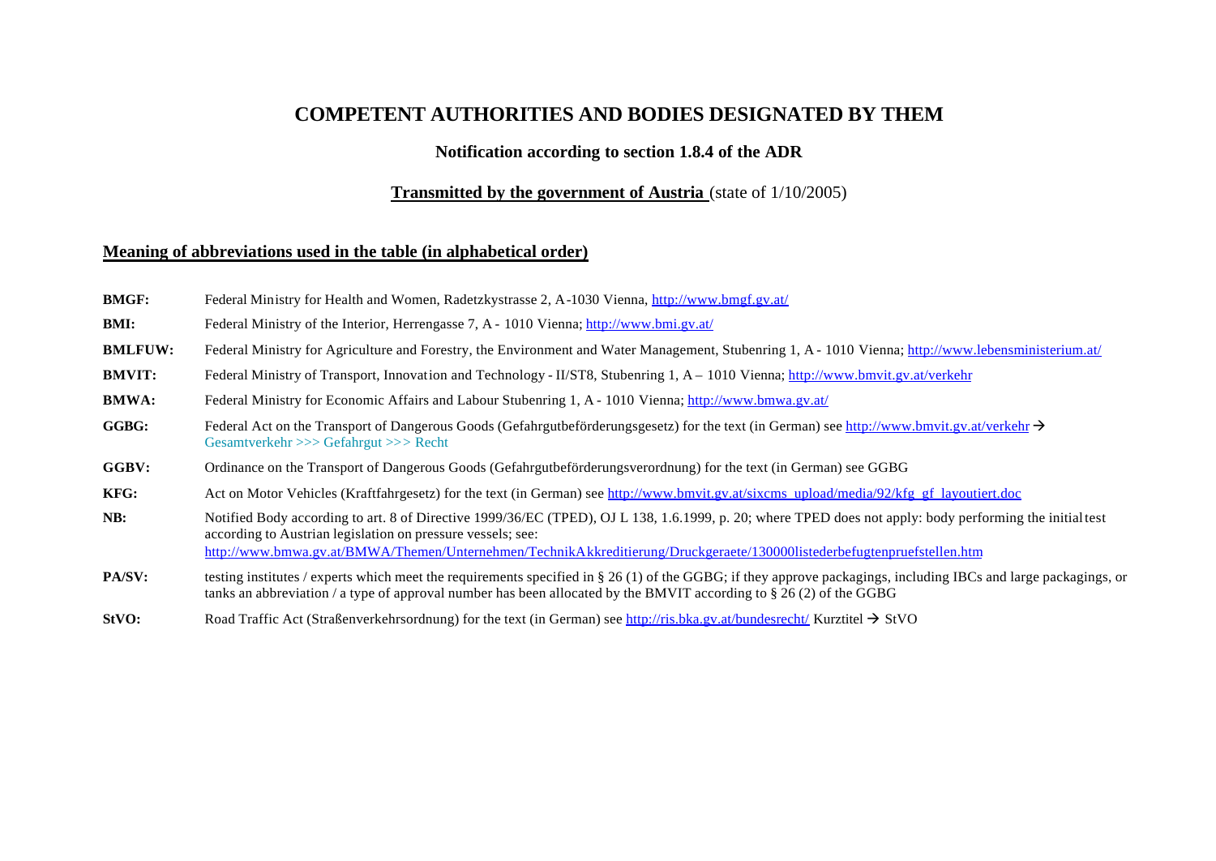# COMPETENT AUTHORITIES AND BODIES DESIGNATED BY THEM

### Notification according to section 1.8.4 of the ADR

**Transmitted by the government of Austria** (state of 1/10/2005)

## Meaning of abbreviations used in the table (in alphabetical order)

**BMGF:** Federal Ministry for Health and Women, Radetzkystrasse 2, A-1030 Vienna, http://www.bmgf.gv.at/

**BMI:** Federal Ministry of the Interior, Herrengasse 7, A - 1010 Vienna; http://www.bmi.gv.at/

**BMLFUW:** Federal Ministry for Agriculture and Forestry, the Environment and Water Management, Stubenring 1, A - 1010 Vienna; http://www.lebensministerium.at/

**BMVIT:** Federal Ministry of Transport, Innovation and Technology - II/ST8, Stubenring 1, A – 1010 Vienna; http://www.bmvit.gv.at/verkehr

**BMWA:** Federal Ministry for Economic Affairs and Labour Stubenring 1, A - 1010 Vienna; http://www.bmwa.gv.at/

**GGBG:** Federal Act on the Transport of Dangerous Goods (Gefahrgutbeförderungsgesetz) for the text (in German) see http://www.bmvit.gv.at/verkehr → Gesamtverkehr >>> Gefahrgut >>> Recht

**GGBV:** Ordinance on the Transport of Dangerous Goods (Gefahrgutbeförderungsverordnung) for the text (in German) see GGBG

**KFG:** Act on Motor Vehicles (Kraftfahrgesetz) for the text (in German) see http://www.bmvit.gv.at/sixcms_upload/media/92/kfg_gf_layoutiert.doc

**NB:** Notified Body according to art. 8 of Directive 1999/36/EC (TPED), OJ L 138, 1.6.1999, p. 20; where TPED does not apply: body performing the initial test according to Austrian legislation on pressure vessels; see: http://www.bmwa.gv.at/BMWA/Themen/Unternehmen/TechnikAkkreditierung/Druckgeraete/130000listederbefugtenpruefstellen.htm

**PA/SV:** testing institutes / experts which meet the requirements specified in § 26 (1) of the GGBG; if they approve packagings, including IBCs and large packagings, or tanks an abbreviation / a type of approval number has been allocated by the BMVIT according to § 26 (2) of the GGBG

**StVO:** Road Traffic Act (Straßenverkehrsordnung) for the text (in German) see http://ris.bka.gv.at/bundesrecht/ Kurztitel → StVO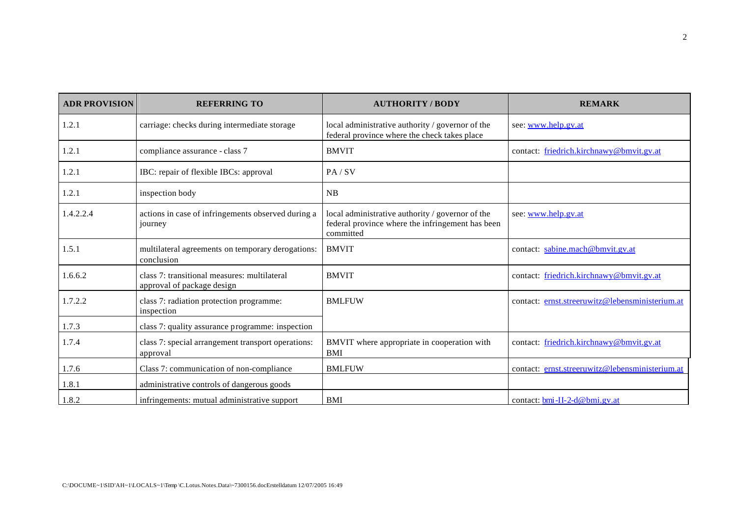| ADR PROVISION | REFERRING TO | AUTHORITY / BODY | REMARK |
|---|---|---|---|
| 1.2.1 | carriage: checks during intermediate storage | local administrative authority / governor of the federal province where the check takes place | see: www.help.gv.at |
| 1.2.1 | compliance assurance - class 7 | BMVIT | contact: friedrich.kirchnawy@bmvit.gv.at |
| 1.2.1 | IBC: repair of flexible IBCs: approval | PA / SV | |
| 1.2.1 | inspection body | NB | |
| 1.4.2.2.4 | actions in case of infringements observed during a journey | local administrative authority / governor of the federal province where the infringement has been committed | see: www.help.gv.at |
| 1.5.1 | multilateral agreements on temporary derogations: conclusion | BMVIT | contact: sabine.mach@bmvit.gv.at |
| 1.6.6.2 | class 7: transitional measures: multilateral approval of package design | BMVIT | contact: friedrich.kirchnawy@bmvit.gv.at |
| 1.7.2.2 | class 7: radiation protection programme: inspection | BMLFUW | contact: ernst.streeruwitz@lebensministerium.at |
| 1.7.3 | class 7: quality assurance programme: inspection | | |
| 1.7.4 | class 7: special arrangement transport operations: approval | BMVIT where appropriate in cooperation with BMI | contact: friedrich.kirchnawy@bmvit.gv.at |
| 1.7.6 | Class 7: communication of non-compliance | BMLFUW | contact: ernst.streeruwitz@lebensministerium.at |
| 1.8.1 | administrative controls of dangerous goods | | |
| 1.8.2 | infringements: mutual administrative support | BMI | contact: bmi-II-2-d@bmi.gv.at |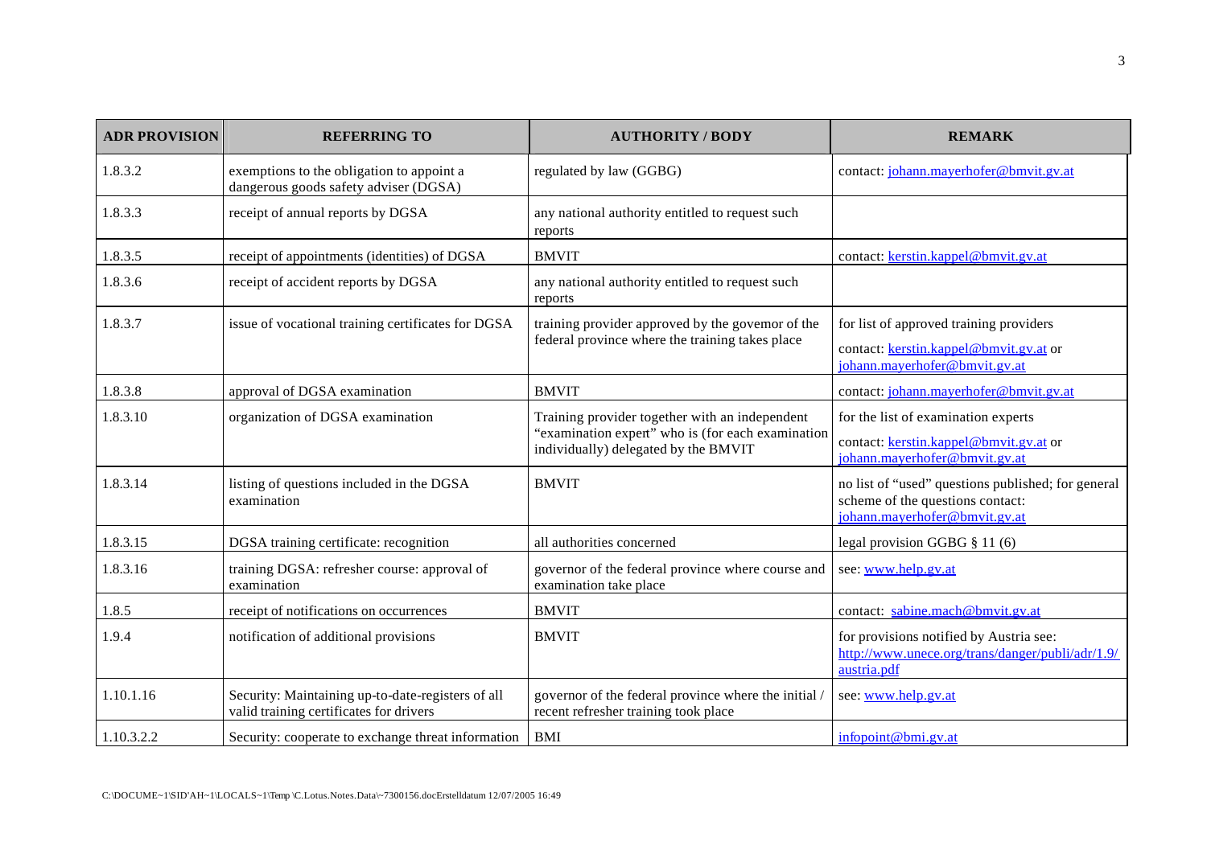| ADR PROVISION | REFERRING TO | AUTHORITY / BODY | REMARK |
| --- | --- | --- | --- |
| 1.8.3.2 | exemptions to the obligation to appoint a dangerous goods safety adviser (DGSA) | regulated by law (GGBG) | contact: johann.mayerhofer@bmvit.gv.at |
| 1.8.3.3 | receipt of annual reports by DGSA | any national authority entitled to request such reports | |
| 1.8.3.5 | receipt of appointments (identities) of DGSA | BMVIT | contact: kerstin.kappel@bmvit.gv.at |
| 1.8.3.6 | receipt of accident reports by DGSA | any national authority entitled to request such reports | |
| 1.8.3.7 | issue of vocational training certificates for DGSA | training provider approved by the govemor of the federal province where the training takes place | for list of approved training providers contact: kerstin.kappel@bmvit.gv.at or johann.mayerhofer@bmvit.gv.at |
| 1.8.3.8 | approval of DGSA examination | BMVIT | contact: johann.mayerhofer@bmvit.gv.at |
| 1.8.3.10 | organization of DGSA examination | Training provider together with an independent "examination expert" who is (for each examination individually) delegated by the BMVIT | for the list of examination experts contact: kerstin.kappel@bmvit.gv.at or johann.mayerhofer@bmvit.gv.at |
| 1.8.3.14 | listing of questions included in the DGSA examination | BMVIT | no list of "used" questions published; for general scheme of the questions contact: johann.mayerhofer@bmvit.gv.at |
| 1.8.3.15 | DGSA training certificate: recognition | all authorities concerned | legal provision GGBG § 11 (6) |
| 1.8.3.16 | training DGSA: refresher course: approval of examination | governor of the federal province where course and examination take place | see: www.help.gv.at |
| 1.8.5 | receipt of notifications on occurrences | BMVIT | contact: sabine.mach@bmvit.gv.at |
| 1.9.4 | notification of additional provisions | BMVIT | for provisions notified by Austria see: http://www.unece.org/trans/danger/publi/adr/1.9/austria.pdf |
| 1.10.1.16 | Security: Maintaining up-to-date-registers of all valid training certificates for drivers | governor of the federal province where the initial / recent refresher training took place | see: www.help.gv.at |
| 1.10.3.2.2 | Security: cooperate to exchange threat information | BMI | infopoint@bmi.gv.at |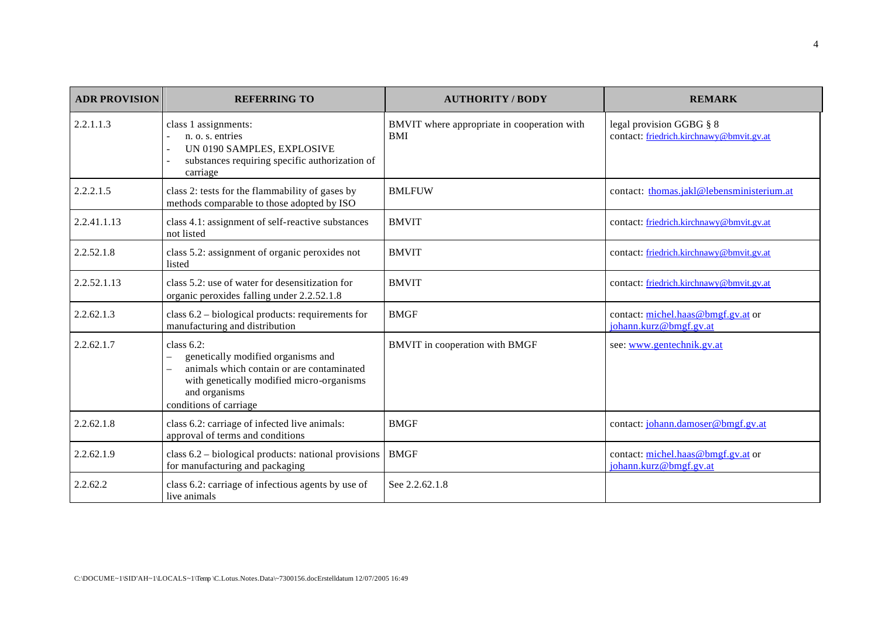| ADR PROVISION | REFERRING TO | AUTHORITY / BODY | REMARK |
|---|---|---|---|
| 2.2.1.1.3 | class 1 assignments:<br>- n. o. s. entries<br>- UN 0190 SAMPLES, EXPLOSIVE<br>- substances requiring specific authorization of carriage | BMVIT where appropriate in cooperation with BMI | legal provision GGBG § 8<br>contact: friedrich.kirchnawy@bmvit.gv.at |
| 2.2.2.1.5 | class 2: tests for the flammability of gases by methods comparable to those adopted by ISO | BMLFUW | contact: thomas.jakl@lebensministerium.at |
| 2.2.41.1.13 | class 4.1: assignment of self-reactive substances not listed | BMVIT | contact: friedrich.kirchnawy@bmvit.gv.at |
| 2.2.52.1.8 | class 5.2: assignment of organic peroxides not listed | BMVIT | contact: friedrich.kirchnawy@bmvit.gv.at |
| 2.2.52.1.13 | class 5.2: use of water for desensitization for organic peroxides falling under 2.2.52.1.8 | BMVIT | contact: friedrich.kirchnawy@bmvit.gv.at |
| 2.2.62.1.3 | class 6.2 – biological products: requirements for manufacturing and distribution | BMGF | contact: michel.haas@bmgf.gv.at or johann.kurz@bmgf.gv.at |
| 2.2.62.1.7 | class 6.2:<br>– genetically modified organisms and<br>– animals which contain or are contaminated with genetically modified micro-organisms and organisms<br>conditions of carriage | BMVIT in cooperation with BMGF | see: www.gentechnik.gv.at |
| 2.2.62.1.8 | class 6.2: carriage of infected live animals: approval of terms and conditions | BMGF | contact: johann.damoser@bmgf.gv.at |
| 2.2.62.1.9 | class 6.2 – biological products: national provisions for manufacturing and packaging | BMGF | contact: michel.haas@bmgf.gv.at or johann.kurz@bmgf.gv.at |
| 2.2.62.2 | class 6.2: carriage of infectious agents by use of live animals | See 2.2.62.1.8 | |

C:\DOCUME~1\SID'AH~1\LOCALS~1\Temp \C.Lotus.Notes.Data\~7300156.docErstelldatum 12/07/2005 16:49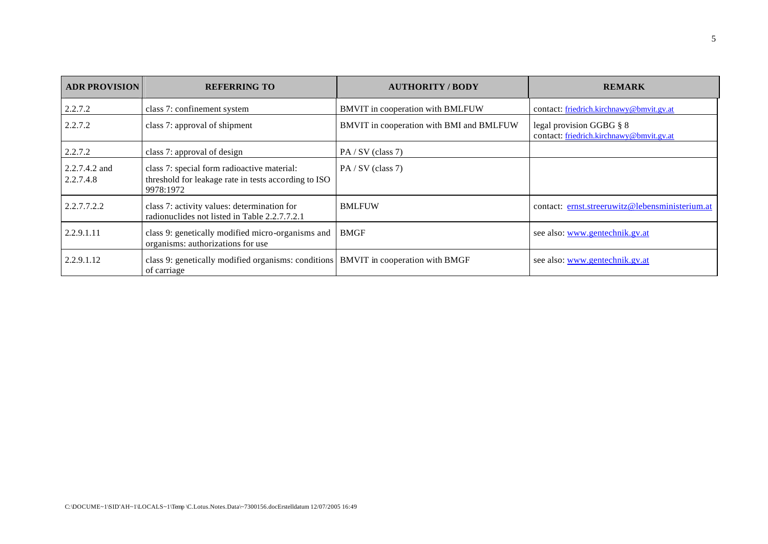| ADR PROVISION | REFERRING TO | AUTHORITY / BODY | REMARK |
|---|---|---|---|
| 2.2.7.2 | class 7: confinement system | BMVIT in cooperation with BMLFUW | contact: friedrich.kirchnawy@bmvit.gv.at |
| 2.2.7.2 | class 7: approval of shipment | BMVIT in cooperation with BMI and BMLFUW | legal provision GGBG § 8<br>contact: friedrich.kirchnawy@bmvit.gv.at |
| 2.2.7.2 | class 7: approval of design | PA / SV (class 7) | |
| 2.2.7.4.2 and 2.2.7.4.8 | class 7: special form radioactive material: threshold for leakage rate in tests according to ISO 9978:1972 | PA / SV (class 7) | |
| 2.2.7.7.2.2 | class 7: activity values: determination for radionuclides not listed in Table 2.2.7.7.2.1 | BMLFUW | contact: ernst.streeruwitz@lebensministerium.at |
| 2.2.9.1.11 | class 9: genetically modified micro-organisms and organisms: authorizations for use | BMGF | see also: www.gentechnik.gv.at |
| 2.2.9.1.12 | class 9: genetically modified organisms: conditions of carriage | BMVIT in cooperation with BMGF | see also: www.gentechnik.gv.at |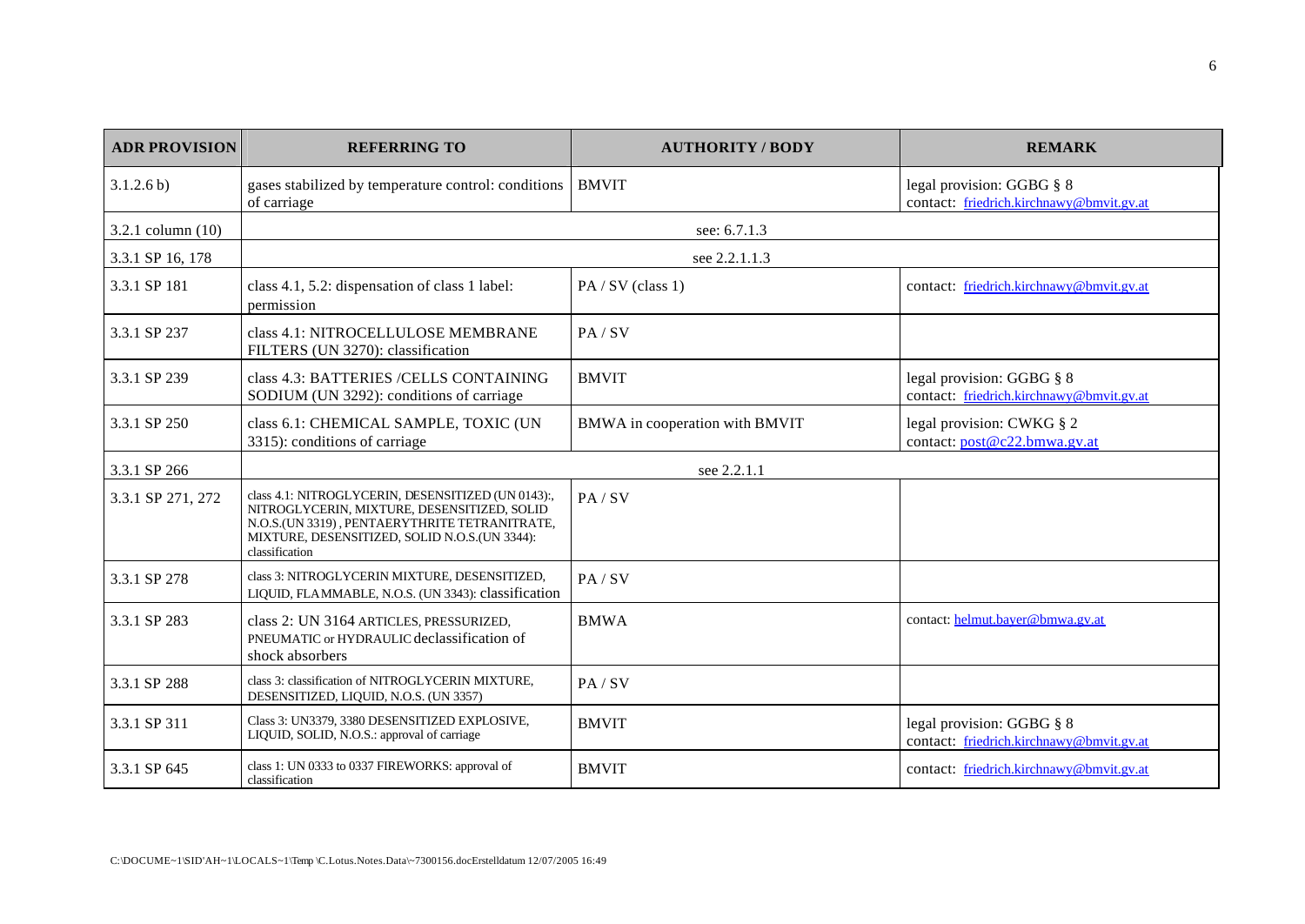| ADR PROVISION | REFERRING TO | AUTHORITY / BODY | REMARK |
|---|---|---|---|
| 3.1.2.6 b) | gases stabilized by temperature control: conditions of carriage | BMVIT | legal provision: GGBG § 8<br>contact: friedrich.kirchnawy@bmvit.gv.at |
| 3.2.1 column (10) | see: 6.7.1.3 | | |
| 3.3.1 SP 16, 178 | see 2.2.1.1.3 | | |
| 3.3.1 SP 181 | class 4.1, 5.2: dispensation of class 1 label: permission | PA / SV (class 1) | contact: friedrich.kirchnawy@bmvit.gv.at |
| 3.3.1 SP 237 | class 4.1: NITROCELLULOSE MEMBRANE FILTERS (UN 3270): classification | PA / SV | |
| 3.3.1 SP 239 | class 4.3: BATTERIES /CELLS CONTAINING SODIUM (UN 3292): conditions of carriage | BMVIT | legal provision: GGBG § 8<br>contact: friedrich.kirchnawy@bmvit.gv.at |
| 3.3.1 SP 250 | class 6.1: CHEMICAL SAMPLE, TOXIC (UN 3315): conditions of carriage | BMWA in cooperation with BMVIT | legal provision: CWKG § 2<br>contact: post@c22.bmwa.gv.at |
| 3.3.1 SP 266 | see 2.2.1.1 | | |
| 3.3.1 SP 271, 272 | class 4.1: NITROGLYCERIN, DESENSITIZED (UN 0143):, NITROGLYCERIN, MIXTURE, DESENSITIZED, SOLID N.O.S.(UN 3319) , PENTAERYTHRITE TETRANITRATE, MIXTURE, DESENSITIZED, SOLID N.O.S.(UN 3344): classification | PA / SV | |
| 3.3.1 SP 278 | class 3: NITROGLYCERIN MIXTURE, DESENSITIZED, LIQUID, FLAMMABLE, N.O.S. (UN 3343): classification | PA / SV | |
| 3.3.1 SP 283 | class 2: UN 3164 ARTICLES, PRESSURIZED, PNEUMATIC or HYDRAULIC declassification of shock absorbers | BMWA | contact: helmut.bayer@bmwa.gv.at |
| 3.3.1 SP 288 | class 3: classification of NITROGLYCERIN MIXTURE, DESENSITIZED, LIQUID, N.O.S. (UN 3357) | PA / SV | |
| 3.3.1 SP 311 | Class 3: UN3379, 3380 DESENSITIZED EXPLOSIVE, LIQUID, SOLID, N.O.S.: approval of carriage | BMVIT | legal provision: GGBG § 8<br>contact: friedrich.kirchnawy@bmvit.gv.at |
| 3.3.1 SP 645 | class 1: UN 0333 to 0337 FIREWORKS: approval of classification | BMVIT | contact: friedrich.kirchnawy@bmvit.gv.at |

C:\DOCUME~1\SID'AH~1\LOCALS~1\Temp \C.Lotus.Notes.Data\~7300156.docErstelldatum 12/07/2005 16:49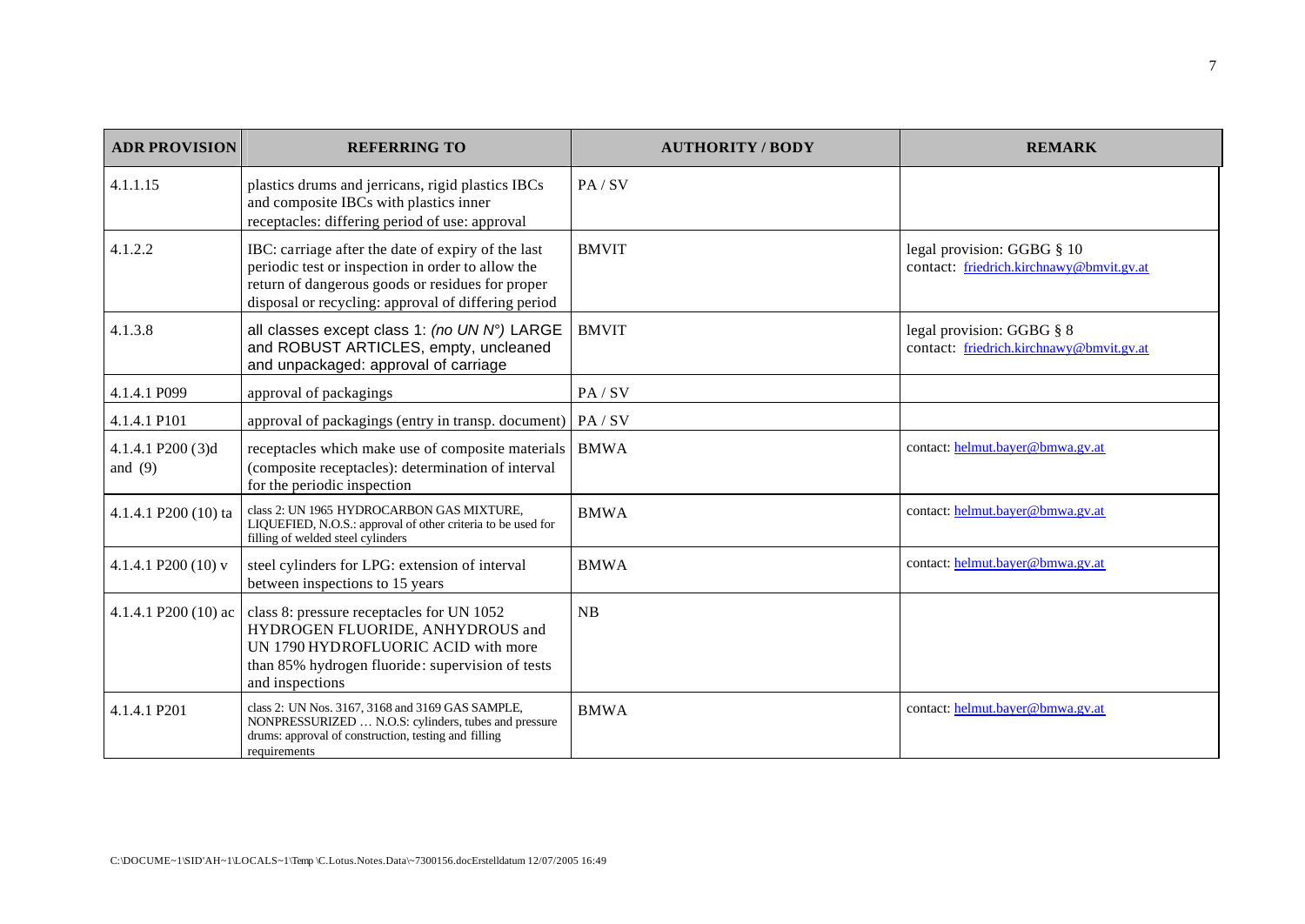| ADR PROVISION | REFERRING TO | AUTHORITY / BODY | REMARK |
|---|---|---|---|
| 4.1.1.15 | plastics drums and jerricans, rigid plastics IBCs and composite IBCs with plastics inner receptacles: differing period of use: approval | PA / SV | |
| 4.1.2.2 | IBC: carriage after the date of expiry of the last periodic test or inspection in order to allow the return of dangerous goods or residues for proper disposal or recycling: approval of differing period | BMVIT | legal provision: GGBG § 10<br>contact: friedrich.kirchnawy@bmvit.gv.at |
| 4.1.3.8 | all classes except class 1: *(no UN N°)* LARGE and ROBUST ARTICLES, empty, uncleaned and unpackaged: approval of carriage | BMVIT | legal provision: GGBG § 8<br>contact: friedrich.kirchnawy@bmvit.gv.at |
| 4.1.4.1 P099 | approval of packagings | PA / SV | |
| 4.1.4.1 P101 | approval of packagings (entry in transp. document) | PA / SV | |
| 4.1.4.1 P200 (3)d and (9) | receptacles which make use of composite materials (composite receptacles): determination of interval for the periodic inspection | BMWA | contact: helmut.bayer@bmwa.gv.at |
| 4.1.4.1 P200 (10) ta | class 2: UN 1965 HYDROCARBON GAS MIXTURE, LIQUEFIED, N.O.S.: approval of other criteria to be used for filling of welded steel cylinders | BMWA | contact: helmut.bayer@bmwa.gv.at |
| 4.1.4.1 P200 (10) v | steel cylinders for LPG: extension of interval between inspections to 15 years | BMWA | contact: helmut.bayer@bmwa.gv.at |
| 4.1.4.1 P200 (10) ac | class 8: pressure receptacles for UN 1052 HYDROGEN FLUORIDE, ANHYDROUS and UN 1790 HYDROFLUORIC ACID with more than 85% hydrogen fluoride: supervision of tests and inspections | NB | |
| 4.1.4.1 P201 | class 2: UN Nos. 3167, 3168 and 3169 GAS SAMPLE, NONPRESSURIZED … N.O.S: cylinders, tubes and pressure drums: approval of construction, testing and filling requirements | BMWA | contact: helmut.bayer@bmwa.gv.at |

C:\DOCUME~1\SID'AH~1\LOCALS~1\Temp\C.Lotus.Notes.Data\~7300156.docErstelldatum 12/07/2005 16:49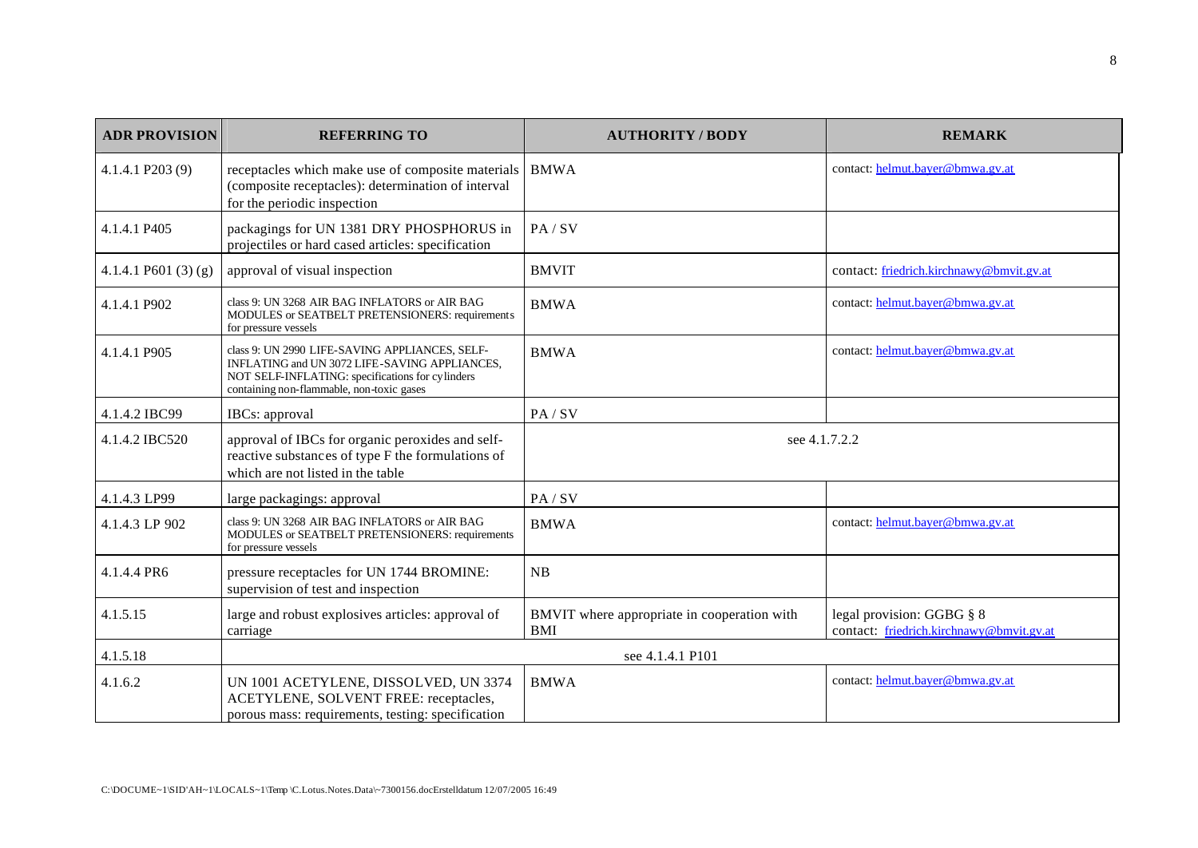| ADR PROVISION | REFERRING TO | AUTHORITY / BODY | REMARK |
|---|---|---|---|
| 4.1.4.1 P203 (9) | receptacles which make use of composite materials (composite receptacles): determination of interval for the periodic inspection | BMWA | contact: helmut.bayer@bmwa.gv.at |
| 4.1.4.1 P405 | packagings for UN 1381 DRY PHOSPHORUS in projectiles or hard cased articles: specification | PA / SV | |
| 4.1.4.1 P601 (3) (g) | approval of visual inspection | BMVIT | contact: friedrich.kirchnawy@bmvit.gv.at |
| 4.1.4.1 P902 | class 9: UN 3268 AIR BAG INFLATORS or AIR BAG MODULES or SEATBELT PRETENSIONERS: requirements for pressure vessels | BMWA | contact: helmut.bayer@bmwa.gv.at |
| 4.1.4.1 P905 | class 9: UN 2990 LIFE-SAVING APPLIANCES, SELF-INFLATING and UN 3072 LIFE-SAVING APPLIANCES, NOT SELF-INFLATING: specifications for cylinders containing non-flammable, non-toxic gases | BMWA | contact: helmut.bayer@bmwa.gv.at |
| 4.1.4.2 IBC99 | IBCs: approval | PA / SV | |
| 4.1.4.2 IBC520 | approval of IBCs for organic peroxides and self-reactive substances of type F the formulations of which are not listed in the table | see 4.1.7.2.2 | |
| 4.1.4.3 LP99 | large packagings: approval | PA / SV | |
| 4.1.4.3 LP 902 | class 9: UN 3268 AIR BAG INFLATORS or AIR BAG MODULES or SEATBELT PRETENSIONERS: requirements for pressure vessels | BMWA | contact: helmut.bayer@bmwa.gv.at |
| 4.1.4.4 PR6 | pressure receptacles for UN 1744 BROMINE: supervision of test and inspection | NB | |
| 4.1.5.15 | large and robust explosives articles: approval of carriage | BMVIT where appropriate in cooperation with BMI | legal provision: GGBG § 8<br>contact: friedrich.kirchnawy@bmvit.gv.at |
| 4.1.5.18 | see 4.1.4.1 P101 | | |
| 4.1.6.2 | UN 1001 ACETYLENE, DISSOLVED, UN 3374 ACETYLENE, SOLVENT FREE: receptacles, porous mass: requirements, testing: specification | BMWA | contact: helmut.bayer@bmwa.gv.at |

C:\DOCUME~1\SID'AH~1\LOCALS~1\Temp\C.Lotus.Notes.Data\~7300156.docErstelldatum 12/07/2005 16:49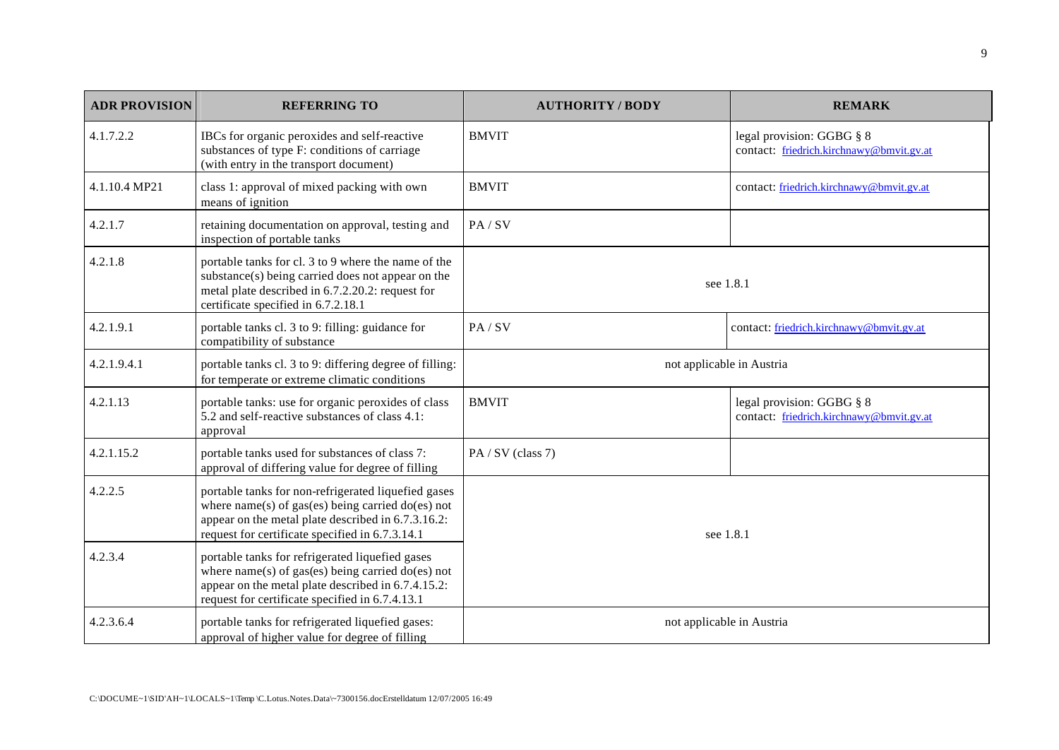| ADR PROVISION | REFERRING TO | AUTHORITY / BODY | REMARK |
|---|---|---|---|
| 4.1.7.2.2 | IBCs for organic peroxides and self-reactive substances of type F: conditions of carriage (with entry in the transport document) | BMVIT | legal provision: GGBG § 8<br>contact: friedrich.kirchnawy@bmvit.gv.at |
| 4.1.10.4 MP21 | class 1: approval of mixed packing with own means of ignition | BMVIT | contact: friedrich.kirchnawy@bmvit.gv.at |
| 4.2.1.7 | retaining documentation on approval, testing and inspection of portable tanks | PA / SV | |
| 4.2.1.8 | portable tanks for cl. 3 to 9 where the name of the substance(s) being carried does not appear on the metal plate described in 6.7.2.20.2: request for certificate specified in 6.7.2.18.1 | see 1.8.1 | |
| 4.2.1.9.1 | portable tanks cl. 3 to 9: filling: guidance for compatibility of substance | PA / SV | contact: friedrich.kirchnawy@bmvit.gv.at |
| 4.2.1.9.4.1 | portable tanks cl. 3 to 9: differing degree of filling: for temperate or extreme climatic conditions | not applicable in Austria | |
| 4.2.1.13 | portable tanks: use for organic peroxides of class 5.2 and self-reactive substances of class 4.1: approval | BMVIT | legal provision: GGBG § 8<br>contact: friedrich.kirchnawy@bmvit.gv.at |
| 4.2.1.15.2 | portable tanks used for substances of class 7: approval of differing value for degree of filling | PA / SV (class 7) | |
| 4.2.2.5 | portable tanks for non-refrigerated liquefied gases where name(s) of gas(es) being carried do(es) not appear on the metal plate described in 6.7.3.16.2: request for certificate specified in 6.7.3.14.1 | see 1.8.1 | |
| 4.2.3.4 | portable tanks for refrigerated liquefied gases where name(s) of gas(es) being carried do(es) not appear on the metal plate described in 6.7.4.15.2: request for certificate specified in 6.7.4.13.1 | see 1.8.1 | |
| 4.2.3.6.4 | portable tanks for refrigerated liquefied gases: approval of higher value for degree of filling | not applicable in Austria | |

C:\DOCUME~1\SID'AH~1\LOCALS~1\Temp \C.Lotus.Notes.Data\~7300156.docErstelldatum 12/07/2005 16:49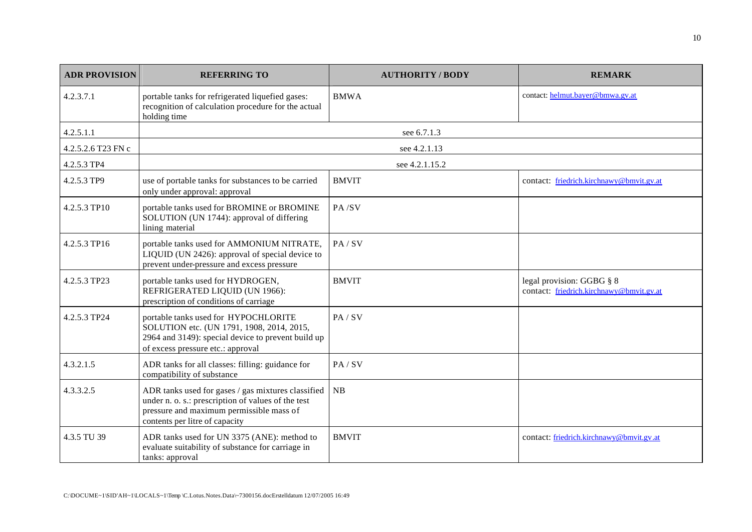| ADR PROVISION | REFERRING TO | AUTHORITY / BODY | REMARK |
|---|---|---|---|
| 4.2.3.7.1 | portable tanks for refrigerated liquefied gases: recognition of calculation procedure for the actual holding time | BMWA | contact: helmut.bayer@bmwa.gv.at |
| 4.2.5.1.1 | see 6.7.1.3 | | |
| 4.2.5.2.6 T23 FN c | see 4.2.1.13 | | |
| 4.2.5.3 TP4 | see 4.2.1.15.2 | | |
| 4.2.5.3 TP9 | use of portable tanks for substances to be carried only under approval: approval | BMVIT | contact: friedrich.kirchnawy@bmvit.gv.at |
| 4.2.5.3 TP10 | portable tanks used for BROMINE or BROMINE SOLUTION (UN 1744): approval of differing lining material | PA /SV | |
| 4.2.5.3 TP16 | portable tanks used for AMMONIUM NITRATE, LIQUID (UN 2426): approval of special device to prevent under-pressure and excess pressure | PA / SV | |
| 4.2.5.3 TP23 | portable tanks used for HYDROGEN, REFRIGERATED LIQUID (UN 1966): prescription of conditions of carriage | BMVIT | legal provision: GGBG § 8<br>contact: friedrich.kirchnawy@bmvit.gv.at |
| 4.2.5.3 TP24 | portable tanks used for HYPOCHLORITE SOLUTION etc. (UN 1791, 1908, 2014, 2015, 2964 and 3149): special device to prevent build up of excess pressure etc.: approval | PA / SV | |
| 4.3.2.1.5 | ADR tanks for all classes: filling: guidance for compatibility of substance | PA / SV | |
| 4.3.3.2.5 | ADR tanks used for gases / gas mixtures classified under n. o. s.: prescription of values of the test pressure and maximum permissible mass of contents per litre of capacity | NB | |
| 4.3.5 TU 39 | ADR tanks used for UN 3375 (ANE): method to evaluate suitability of substance for carriage in tanks: approval | BMVIT | contact: friedrich.kirchnawy@bmvit.gv.at |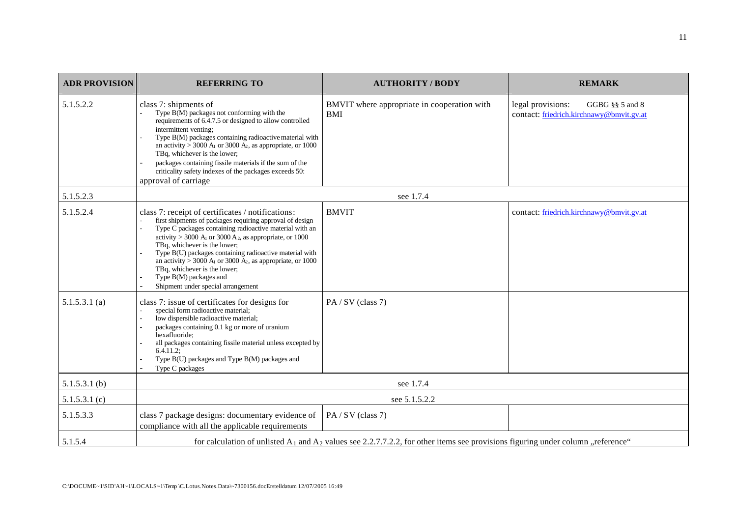| ADR PROVISION | REFERRING TO | AUTHORITY / BODY | REMARK |
|---|---|---|---|
| 5.1.5.2.2 | class 7: shipments of<br>- Type B(M) packages not conforming with the requirements of 6.4.7.5 or designed to allow controlled intermittent venting;<br>- Type B(M) packages containing radioactive material with an activity > 3000 $A_1$ or 3000 $A_2$, as appropriate, or 1000 TBq, whichever is the lower;<br>- packages containing fissile materials if the sum of the criticality safety indexes of the packages exceeds 50:<br>approval of carriage | BMVIT where appropriate in cooperation with BMI | legal provisions: GGBG §§ 5 and 8<br>contact: friedrich.kirchnawy@bmvit.gv.at |
| 5.1.5.2.3 | see 1.7.4 | | |
| 5.1.5.2.4 | class 7: receipt of certificates / notifications:<br>- first shipments of packages requiring approval of design<br>- Type C packages containing radioactive material with an activity > 3000 $A_1$ or 3000 $A_2$, as appropriate, or 1000 TBq, whichever is the lower;<br>- Type B(U) packages containing radioactive material with an activity > 3000 $A_1$ or 3000 $A_2$, as appropriate, or 1000 TBq, whichever is the lower;<br>- Type B(M) packages and<br>- Shipment under special arrangement | BMVIT | contact: friedrich.kirchnawy@bmvit.gv.at |
| 5.1.5.3.1 (a) | class 7: issue of certificates for designs for<br>- special form radioactive material;<br>- low dispersible radioactive material;<br>- packages containing 0.1 kg or more of uranium hexafluoride;<br>- all packages containing fissile material unless excepted by 6.4.11.2;<br>- Type B(U) packages and Type B(M) packages and<br>- Type C packages | PA / SV (class 7) | |
| 5.1.5.3.1 (b) | see 1.7.4 | | |
| 5.1.5.3.1 (c) | see 5.1.5.2.2 | | |
| 5.1.5.3.3 | class 7 package designs: documentary evidence of compliance with all the applicable requirements | PA / SV (class 7) | |
| 5.1.5.4 | for calculation of unlisted $A_1$ and $A_2$ values see 2.2.7.7.2.2, for other items see provisions figuring under column „reference" | | |

C:\DOCUME~1\SID'AH~1\LOCALS~1\Temp \C.Lotus.Notes.Data\~7300156.docErstelldatum 12/07/2005 16:49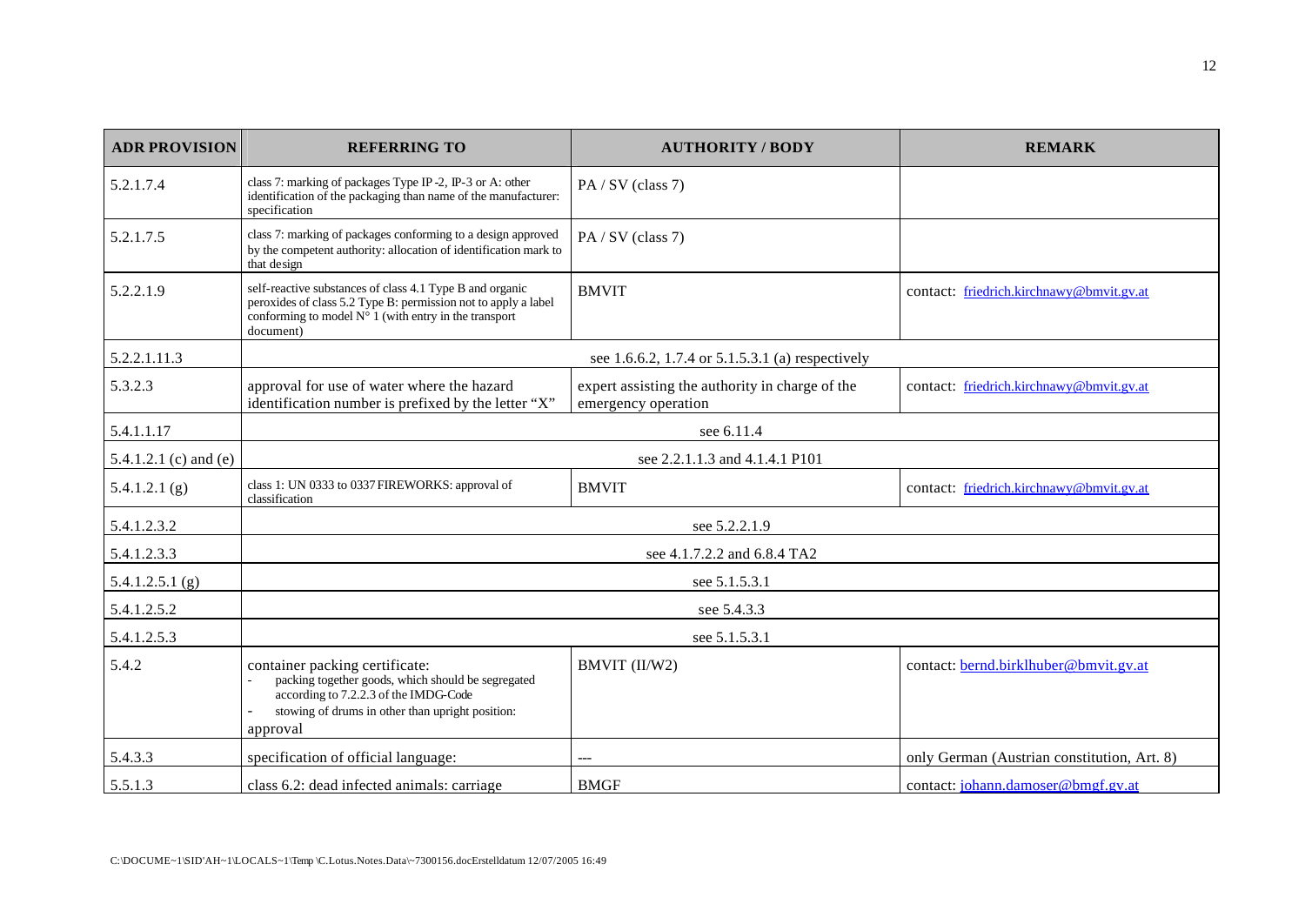| ADR PROVISION | REFERRING TO | AUTHORITY / BODY | REMARK |
|---|---|---|---|
| 5.2.1.7.4 | class 7: marking of packages Type IP-2, IP-3 or A: other identification of the packaging than name of the manufacturer: specification | PA / SV (class 7) | |
| 5.2.1.7.5 | class 7: marking of packages conforming to a design approved by the competent authority: allocation of identification mark to that design | PA / SV (class 7) | |
| 5.2.2.1.9 | self-reactive substances of class 4.1 Type B and organic peroxides of class 5.2 Type B: permission not to apply a label conforming to model N° 1 (with entry in the transport document) | BMVIT | contact: friedrich.kirchnawy@bmvit.gv.at |
| 5.2.2.1.11.3 | see 1.6.6.2, 1.7.4 or 5.1.5.3.1 (a) respectively | | |
| 5.3.2.3 | approval for use of water where the hazard identification number is prefixed by the letter "X" | expert assisting the authority in charge of the emergency operation | contact: friedrich.kirchnawy@bmvit.gv.at |
| 5.4.1.1.17 | see 6.11.4 | | |
| 5.4.1.2.1 (c) and (e) | see 2.2.1.1.3 and 4.1.4.1 P101 | | |
| 5.4.1.2.1 (g) | class 1: UN 0333 to 0337 FIREWORKS: approval of classification | BMVIT | contact: friedrich.kirchnawy@bmvit.gv.at |
| 5.4.1.2.3.2 | see 5.2.2.1.9 | | |
| 5.4.1.2.3.3 | see 4.1.7.2.2 and 6.8.4 TA2 | | |
| 5.4.1.2.5.1 (g) | see 5.1.5.3.1 | | |
| 5.4.1.2.5.2 | see 5.4.3.3 | | |
| 5.4.1.2.5.3 | see 5.1.5.3.1 | | |
| 5.4.2 | container packing certificate:<br>- packing together goods, which should be segregated according to 7.2.2.3 of the IMDG-Code<br>- stowing of drums in other than upright position:<br>approval | BMVIT (II/W2) | contact: bernd.birklhuber@bmvit.gv.at |
| 5.4.3.3 | specification of official language: | --- | only German (Austrian constitution, Art. 8) |
| 5.5.1.3 | class 6.2: dead infected animals: carriage | BMGF | contact: johann.damoser@bmgf.gv.at |

C:\DOCUME~1\SID'AH~1\LOCALS~1\Temp \C.Lotus.Notes.Data\~7300156.docErstelldatum 12/07/2005 16:49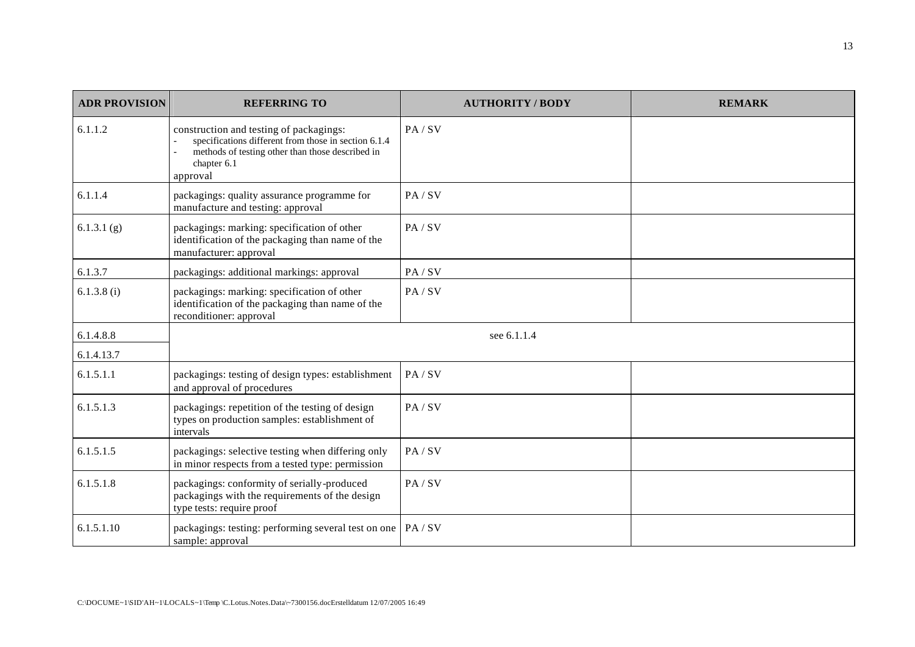| ADR PROVISION | REFERRING TO | AUTHORITY / BODY | REMARK |
|---|---|---|---|
| 6.1.1.2 | construction and testing of packagings:<br>- specifications different from those in section 6.1.4<br>- methods of testing other than those described in chapter 6.1<br>approval | PA / SV | |
| 6.1.1.4 | packagings: quality assurance programme for manufacture and testing: approval | PA / SV | |
| 6.1.3.1 (g) | packagings: marking: specification of other identification of the packaging than name of the manufacturer: approval | PA / SV | |
| 6.1.3.7 | packagings: additional markings: approval | PA / SV | |
| 6.1.3.8 (i) | packagings: marking: specification of other identification of the packaging than name of the reconditioner: approval | PA / SV | |
| 6.1.4.8.8<br>6.1.4.13.7 | see 6.1.1.4 | | |
| 6.1.5.1.1 | packagings: testing of design types: establishment and approval of procedures | PA / SV | |
| 6.1.5.1.3 | packagings: repetition of the testing of design types on production samples: establishment of intervals | PA / SV | |
| 6.1.5.1.5 | packagings: selective testing when differing only in minor respects from a tested type: permission | PA / SV | |
| 6.1.5.1.8 | packagings: conformity of serially-produced packagings with the requirements of the design type tests: require proof | PA / SV | |
| 6.1.5.1.10 | packagings: testing: performing several test on one sample: approval | PA / SV | |

C:\DOCUME~1\SID'AH~1\LOCALS~1\Temp \C.Lotus.Notes.Data\~7300156.docErstelldatum 12/07/2005 16:49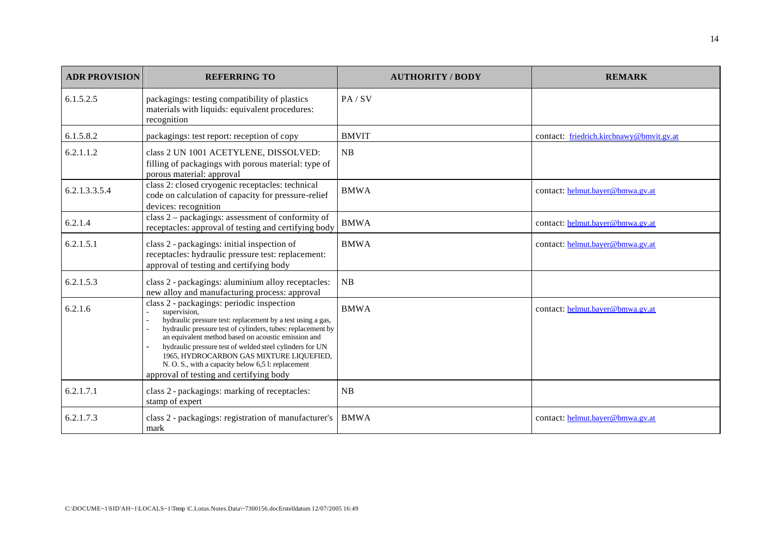| ADR PROVISION | REFERRING TO | AUTHORITY / BODY | REMARK |
|---|---|---|---|
| 6.1.5.2.5 | packagings: testing compatibility of plastics materials with liquids: equivalent procedures: recognition | PA / SV | |
| 6.1.5.8.2 | packagings: test report: reception of copy | BMVIT | contact: friedrich.kirchnawy@bmvit.gv.at |
| 6.2.1.1.2 | class 2 UN 1001 ACETYLENE, DISSOLVED: filling of packagings with porous material: type of porous material: approval | NB | |
| 6.2.1.3.3.5.4 | class 2: closed cryogenic receptacles: technical code on calculation of capacity for pressure-relief devices: recognition | BMWA | contact: helmut.bayer@bmwa.gv.at |
| 6.2.1.4 | class 2 – packagings: assessment of conformity of receptacles: approval of testing and certifying body | BMWA | contact: helmut.bayer@bmwa.gv.at |
| 6.2.1.5.1 | class 2 - packagings: initial inspection of receptacles: hydraulic pressure test: replacement: approval of testing and certifying body | BMWA | contact: helmut.bayer@bmwa.gv.at |
| 6.2.1.5.3 | class 2 - packagings: aluminium alloy receptacles: new alloy and manufacturing process: approval | NB | |
| 6.2.1.6 | class 2 - packagings: periodic inspection<br>- supervision,<br>- hydraulic pressure test: replacement by a test using a gas,<br>- hydraulic pressure test of cylinders, tubes: replacement by an equivalent method based on acoustic emission and<br>- hydraulic pressure test of welded steel cylinders for UN 1965, HYDROCARBON GAS MIXTURE LIQUEFIED, N. O. S., with a capacity below 6,5 l: replacement<br>approval of testing and certifying body | BMWA | contact: helmut.bayer@bmwa.gv.at |
| 6.2.1.7.1 | class 2 - packagings: marking of receptacles: stamp of expert | NB | |
| 6.2.1.7.3 | class 2 - packagings: registration of manufacturer's mark | BMWA | contact: helmut.bayer@bmwa.gv.at |

C:\DOCUME~1\SID'AH~1\LOCALS~1\Temp \C.Lotus.Notes.Data\~7300156.docErstelldatum 12/07/2005 16:49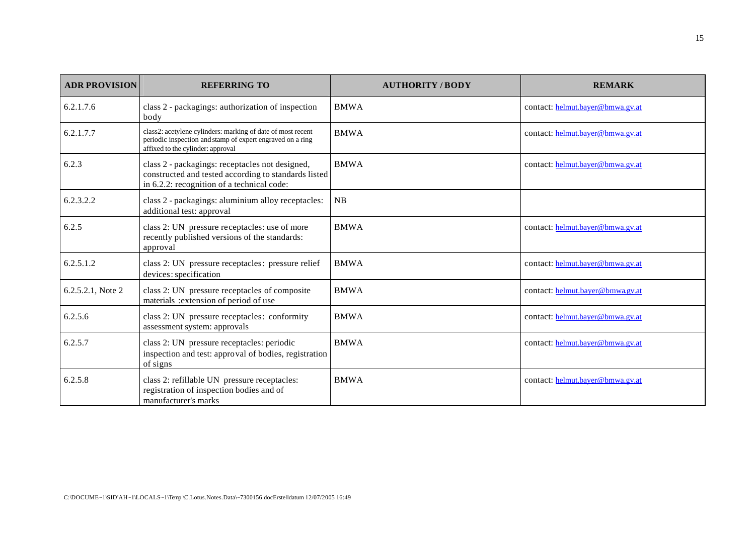| ADR PROVISION | REFERRING TO | AUTHORITY / BODY | REMARK |
|---|---|---|---|
| 6.2.1.7.6 | class 2 - packagings: authorization of inspection body | BMWA | contact: helmut.bayer@bmwa.gv.at |
| 6.2.1.7.7 | class2: acetylene cylinders: marking of date of most recent periodic inspection and stamp of expert engraved on a ring affixed to the cylinder: approval | BMWA | contact: helmut.bayer@bmwa.gv.at |
| 6.2.3 | class 2 - packagings: receptacles not designed, constructed and tested according to standards listed in 6.2.2: recognition of a technical code: | BMWA | contact: helmut.bayer@bmwa.gv.at |
| 6.2.3.2.2 | class 2 - packagings: aluminium alloy receptacles: additional test: approval | NB | |
| 6.2.5 | class 2: UN pressure receptacles: use of more recently published versions of the standards: approval | BMWA | contact: helmut.bayer@bmwa.gv.at |
| 6.2.5.1.2 | class 2: UN pressure receptacles: pressure relief devices: specification | BMWA | contact: helmut.bayer@bmwa.gv.at |
| 6.2.5.2.1, Note 2 | class 2: UN pressure receptacles of composite materials :extension of period of use | BMWA | contact: helmut.bayer@bmwa.gv.at |
| 6.2.5.6 | class 2: UN pressure receptacles: conformity assessment system: approvals | BMWA | contact: helmut.bayer@bmwa.gv.at |
| 6.2.5.7 | class 2: UN pressure receptacles: periodic inspection and test: approval of bodies, registration of signs | BMWA | contact: helmut.bayer@bmwa.gv.at |
| 6.2.5.8 | class 2: refillable UN pressure receptacles: registration of inspection bodies and of manufacturer's marks | BMWA | contact: helmut.bayer@bmwa.gv.at |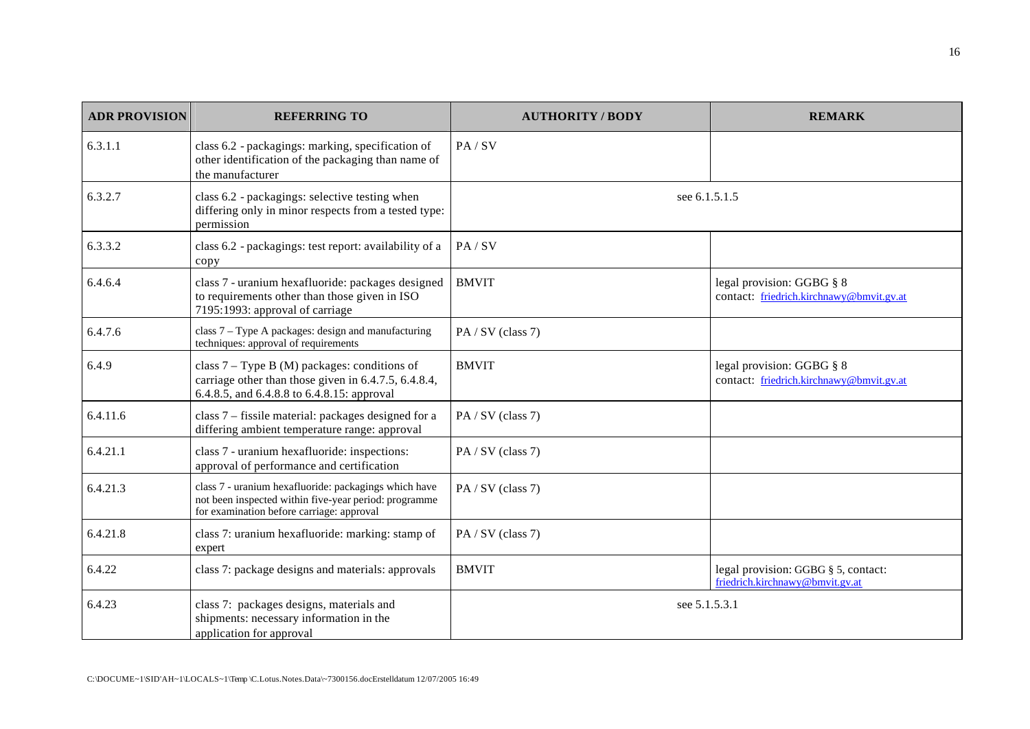| ADR PROVISION | REFERRING TO | AUTHORITY / BODY | REMARK |
|---|---|---|---|
| 6.3.1.1 | class 6.2 - packagings: marking, specification of other identification of the packaging than name of the manufacturer | PA / SV | |
| 6.3.2.7 | class 6.2 - packagings: selective testing when differing only in minor respects from a tested type: permission | see 6.1.5.1.5 | |
| 6.3.3.2 | class 6.2 - packagings: test report: availability of a copy | PA / SV | |
| 6.4.6.4 | class 7 - uranium hexafluoride: packages designed to requirements other than those given in ISO 7195:1993: approval of carriage | BMVIT | legal provision: GGBG § 8<br>contact: friedrich.kirchnawy@bmvit.gv.at |
| 6.4.7.6 | class 7 – Type A packages: design and manufacturing techniques: approval of requirements | PA / SV (class 7) | |
| 6.4.9 | class 7 – Type B (M) packages: conditions of carriage other than those given in 6.4.7.5, 6.4.8.4, 6.4.8.5, and 6.4.8.8 to 6.4.8.15: approval | BMVIT | legal provision: GGBG § 8<br>contact: friedrich.kirchnawy@bmvit.gv.at |
| 6.4.11.6 | class 7 – fissile material: packages designed for a differing ambient temperature range: approval | PA / SV (class 7) | |
| 6.4.21.1 | class 7 - uranium hexafluoride: inspections: approval of performance and certification | PA / SV (class 7) | |
| 6.4.21.3 | class 7 - uranium hexafluoride: packagings which have not been inspected within five-year period: programme for examination before carriage: approval | PA / SV (class 7) | |
| 6.4.21.8 | class 7: uranium hexafluoride: marking: stamp of expert | PA / SV (class 7) | |
| 6.4.22 | class 7: package designs and materials: approvals | BMVIT | legal provision: GGBG § 5, contact: friedrich.kirchnawy@bmvit.gv.at |
| 6.4.23 | class 7: packages designs, materials and shipments: necessary information in the application for approval | see 5.1.5.3.1 | |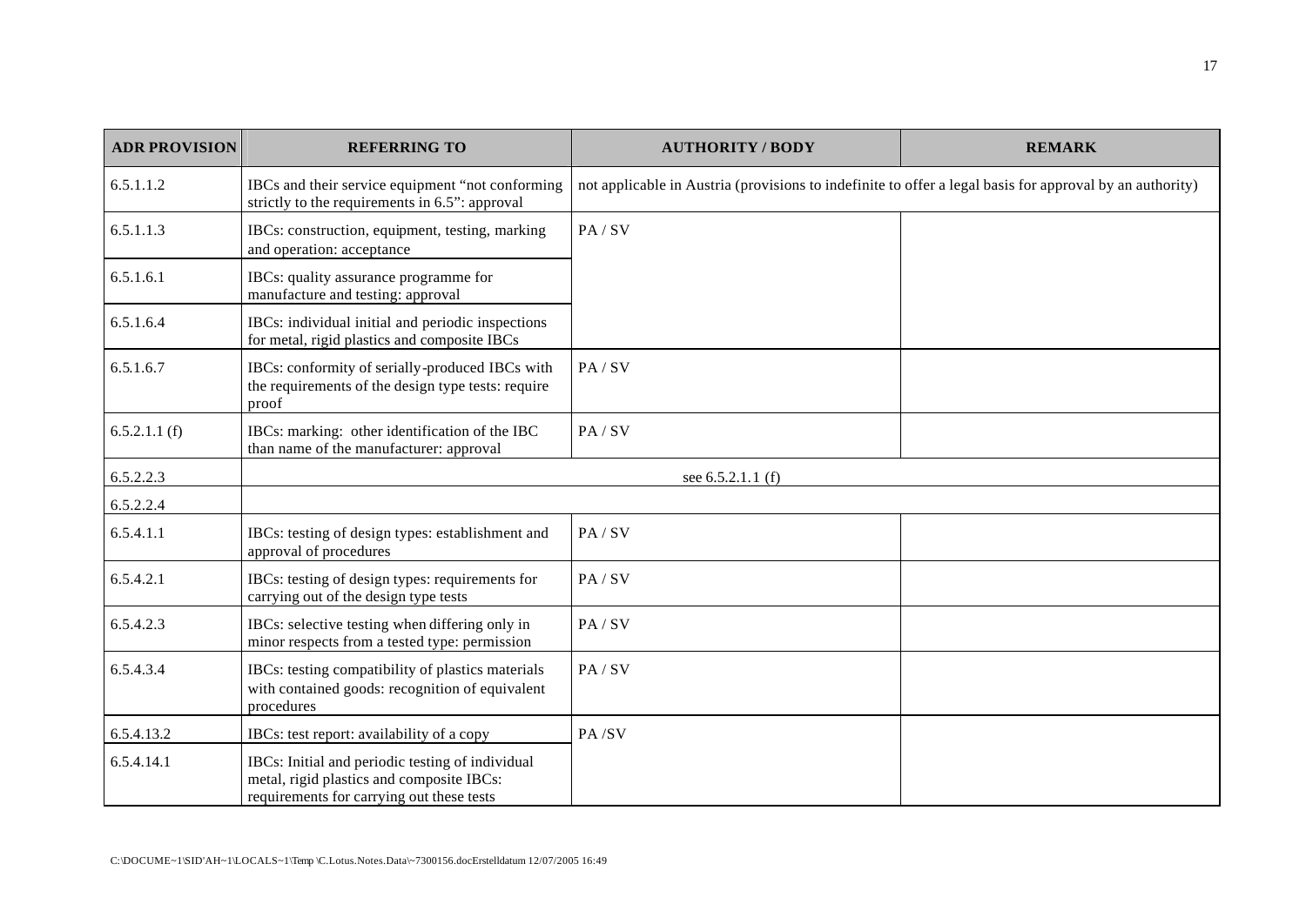| ADR PROVISION | REFERRING TO | AUTHORITY / BODY | REMARK |
|---|---|---|---|
| 6.5.1.1.2 | IBCs and their service equipment "not conforming strictly to the requirements in 6.5": approval | not applicable in Austria (provisions to indefinite to offer a legal basis for approval by an authority) | |
| 6.5.1.1.3 | IBCs: construction, equipment, testing, marking and operation: acceptance | PA / SV | |
| 6.5.1.6.1 | IBCs: quality assurance programme for manufacture and testing: approval | | |
| 6.5.1.6.4 | IBCs: individual initial and periodic inspections for metal, rigid plastics and composite IBCs | | |
| 6.5.1.6.7 | IBCs: conformity of serially-produced IBCs with the requirements of the design type tests: require proof | PA / SV | |
| 6.5.2.1.1 (f) | IBCs: marking: other identification of the IBC than name of the manufacturer: approval | PA / SV | |
| 6.5.2.2.3 | see 6.5.2.1.1 (f) | | |
| 6.5.2.2.4 | | | |
| 6.5.4.1.1 | IBCs: testing of design types: establishment and approval of procedures | PA / SV | |
| 6.5.4.2.1 | IBCs: testing of design types: requirements for carrying out of the design type tests | PA / SV | |
| 6.5.4.2.3 | IBCs: selective testing when differing only in minor respects from a tested type: permission | PA / SV | |
| 6.5.4.3.4 | IBCs: testing compatibility of plastics materials with contained goods: recognition of equivalent procedures | PA / SV | |
| 6.5.4.13.2 | IBCs: test report: availability of a copy | PA /SV | |
| 6.5.4.14.1 | IBCs: Initial and periodic testing of individual metal, rigid plastics and composite IBCs: requirements for carrying out these tests | | |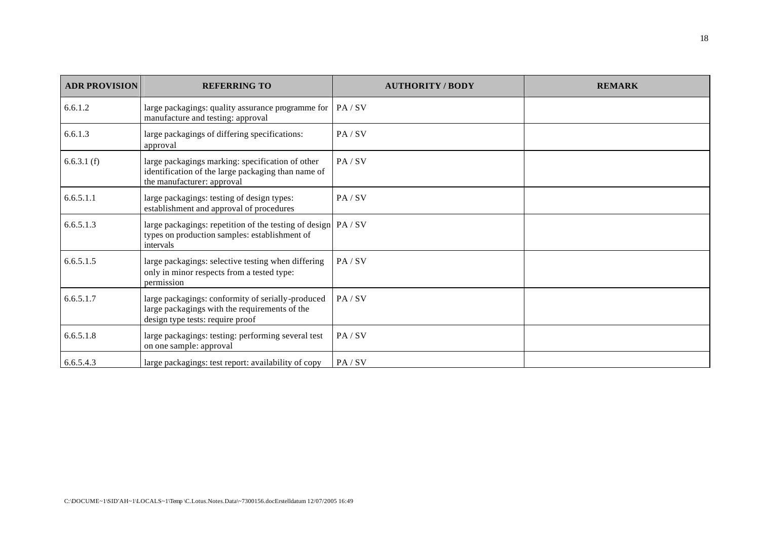| ADR PROVISION | REFERRING TO | AUTHORITY / BODY | REMARK |
|---|---|---|---|
| 6.6.1.2 | large packagings: quality assurance programme for manufacture and testing: approval | PA / SV | |
| 6.6.1.3 | large packagings of differing specifications: approval | PA / SV | |
| 6.6.3.1 (f) | large packagings marking: specification of other identification of the large packaging than name of the manufacturer: approval | PA / SV | |
| 6.6.5.1.1 | large packagings: testing of design types: establishment and approval of procedures | PA / SV | |
| 6.6.5.1.3 | large packagings: repetition of the testing of design types on production samples: establishment of intervals | PA / SV | |
| 6.6.5.1.5 | large packagings: selective testing when differing only in minor respects from a tested type: permission | PA / SV | |
| 6.6.5.1.7 | large packagings: conformity of serially-produced large packagings with the requirements of the design type tests: require proof | PA / SV | |
| 6.6.5.1.8 | large packagings: testing: performing several test on one sample: approval | PA / SV | |
| 6.6.5.4.3 | large packagings: test report: availability of copy | PA / SV | |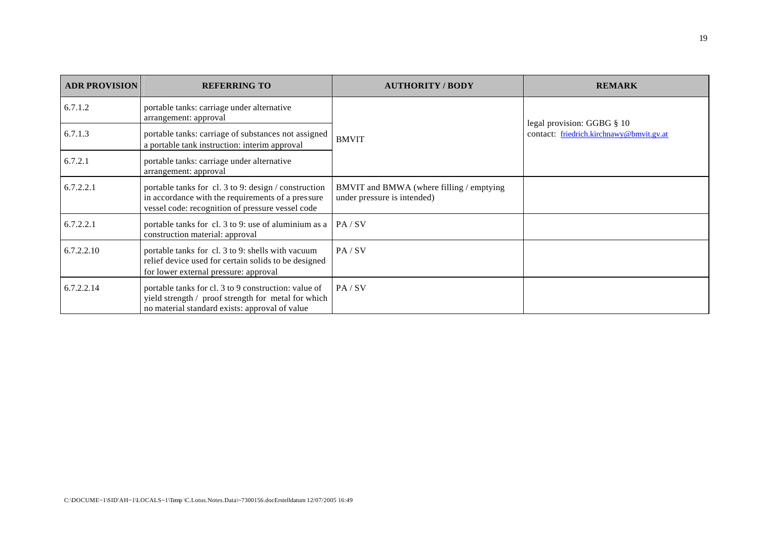| ADR PROVISION | REFERRING TO | AUTHORITY / BODY | REMARK |
|---|---|---|---|
| 6.7.1.2 | portable tanks: carriage under alternative arrangement: approval | BMVIT | legal provision: GGBG § 10 contact: friedrich.kirchnawy@bmvit.gv.at |
| 6.7.1.3 | portable tanks: carriage of substances not assigned a portable tank instruction: interim approval | | |
| 6.7.2.1 | portable tanks: carriage under alternative arrangement: approval | | |
| 6.7.2.2.1 | portable tanks for cl. 3 to 9: design / construction in accordance with the requirements of a pressure vessel code: recognition of pressure vessel code | BMVIT and BMWA (where filling / emptying under pressure is intended) | |
| 6.7.2.2.1 | portable tanks for cl. 3 to 9: use of aluminium as a construction material: approval | PA / SV | |
| 6.7.2.2.10 | portable tanks for cl. 3 to 9: shells with vacuum relief device used for certain solids to be designed for lower external pressure: approval | PA / SV | |
| 6.7.2.2.14 | portable tanks for cl. 3 to 9 construction: value of yield strength / proof strength for metal for which no material standard exists: approval of value | PA / SV | |

C:\DOCUME~1\SID'AH~1\LOCALS~1\Temp \C.Lotus.Notes.Data\~7300156.docErstelldatum 12/07/2005 16:49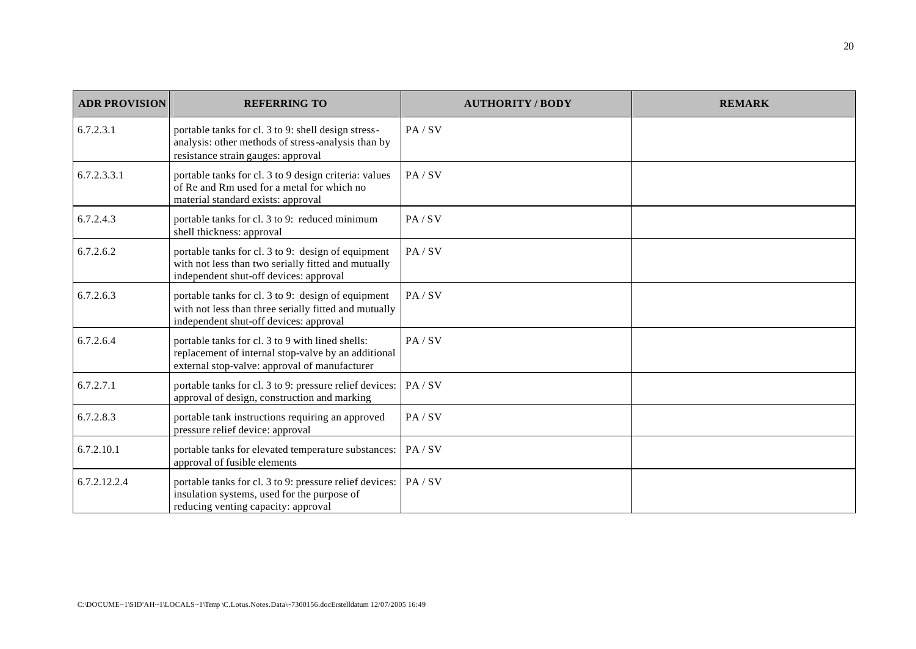| ADR PROVISION | REFERRING TO | AUTHORITY / BODY | REMARK |
|---|---|---|---|
| 6.7.2.3.1 | portable tanks for cl. 3 to 9: shell design stress-analysis: other methods of stress-analysis than by resistance strain gauges: approval | PA / SV | |
| 6.7.2.3.3.1 | portable tanks for cl. 3 to 9 design criteria: values of Re and Rm used for a metal for which no material standard exists: approval | PA / SV | |
| 6.7.2.4.3 | portable tanks for cl. 3 to 9: reduced minimum shell thickness: approval | PA / SV | |
| 6.7.2.6.2 | portable tanks for cl. 3 to 9: design of equipment with not less than two serially fitted and mutually independent shut-off devices: approval | PA / SV | |
| 6.7.2.6.3 | portable tanks for cl. 3 to 9: design of equipment with not less than three serially fitted and mutually independent shut-off devices: approval | PA / SV | |
| 6.7.2.6.4 | portable tanks for cl. 3 to 9 with lined shells: replacement of internal stop-valve by an additional external stop-valve: approval of manufacturer | PA / SV | |
| 6.7.2.7.1 | portable tanks for cl. 3 to 9: pressure relief devices: approval of design, construction and marking | PA / SV | |
| 6.7.2.8.3 | portable tank instructions requiring an approved pressure relief device: approval | PA / SV | |
| 6.7.2.10.1 | portable tanks for elevated temperature substances: approval of fusible elements | PA / SV | |
| 6.7.2.12.2.4 | portable tanks for cl. 3 to 9: pressure relief devices: insulation systems, used for the purpose of reducing venting capacity: approval | PA / SV | |

C:\DOCUME~1\SID'AH~1\LOCALS~1\Temp\C.Lotus.Notes.Data\~7300156.docErstelldatum 12/07/2005 16:49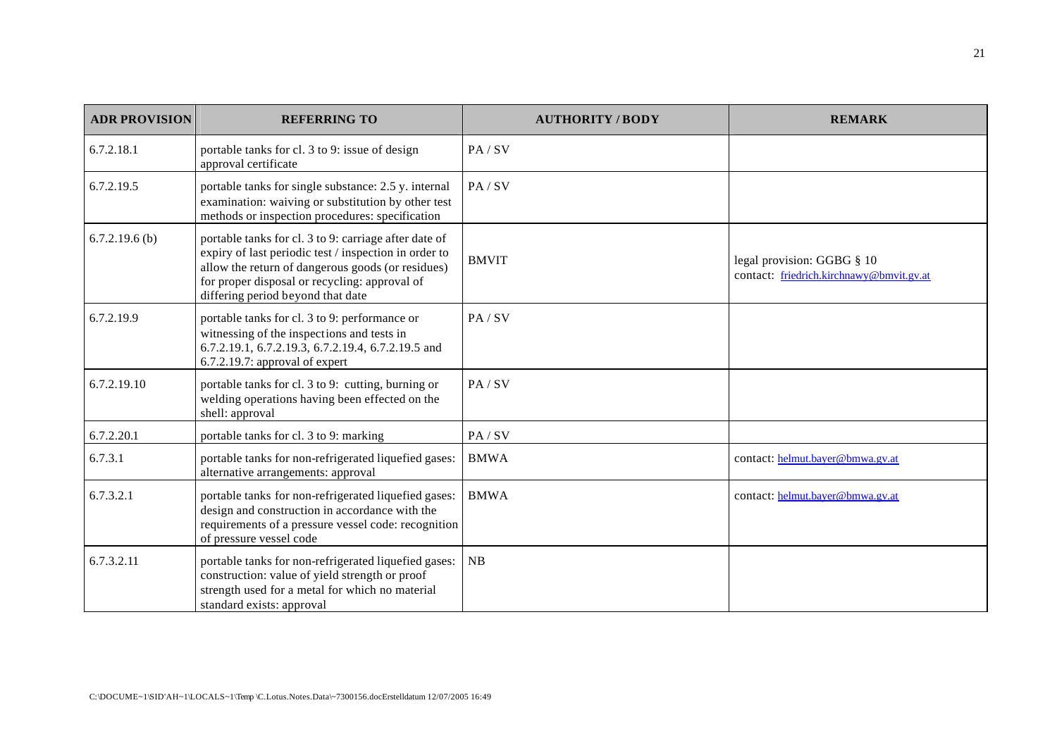| ADR PROVISION | REFERRING TO | AUTHORITY / BODY | REMARK |
|---|---|---|---|
| 6.7.2.18.1 | portable tanks for cl. 3 to 9: issue of design approval certificate | PA / SV | |
| 6.7.2.19.5 | portable tanks for single substance: 2.5 y. internal examination: waiving or substitution by other test methods or inspection procedures: specification | PA / SV | |
| 6.7.2.19.6 (b) | portable tanks for cl. 3 to 9: carriage after date of expiry of last periodic test / inspection in order to allow the return of dangerous goods (or residues) for proper disposal or recycling: approval of differing period beyond that date | BMVIT | legal provision: GGBG § 10<br>contact: friedrich.kirchnawy@bmvit.gv.at |
| 6.7.2.19.9 | portable tanks for cl. 3 to 9: performance or witnessing of the inspections and tests in 6.7.2.19.1, 6.7.2.19.3, 6.7.2.19.4, 6.7.2.19.5 and 6.7.2.19.7: approval of expert | PA / SV | |
| 6.7.2.19.10 | portable tanks for cl. 3 to 9: cutting, burning or welding operations having been effected on the shell: approval | PA / SV | |
| 6.7.2.20.1 | portable tanks for cl. 3 to 9: marking | PA / SV | |
| 6.7.3.1 | portable tanks for non-refrigerated liquefied gases: alternative arrangements: approval | BMWA | contact: helmut.bayer@bmwa.gv.at |
| 6.7.3.2.1 | portable tanks for non-refrigerated liquefied gases: design and construction in accordance with the requirements of a pressure vessel code: recognition of pressure vessel code | BMWA | contact: helmut.bayer@bmwa.gv.at |
| 6.7.3.2.11 | portable tanks for non-refrigerated liquefied gases: construction: value of yield strength or proof strength used for a metal for which no material standard exists: approval | NB | |

C:\DOCUME~1\SID'AH~1\LOCALS~1\Temp \C.Lotus.Notes.Data\~7300156.docErstelldatum 12/07/2005 16:49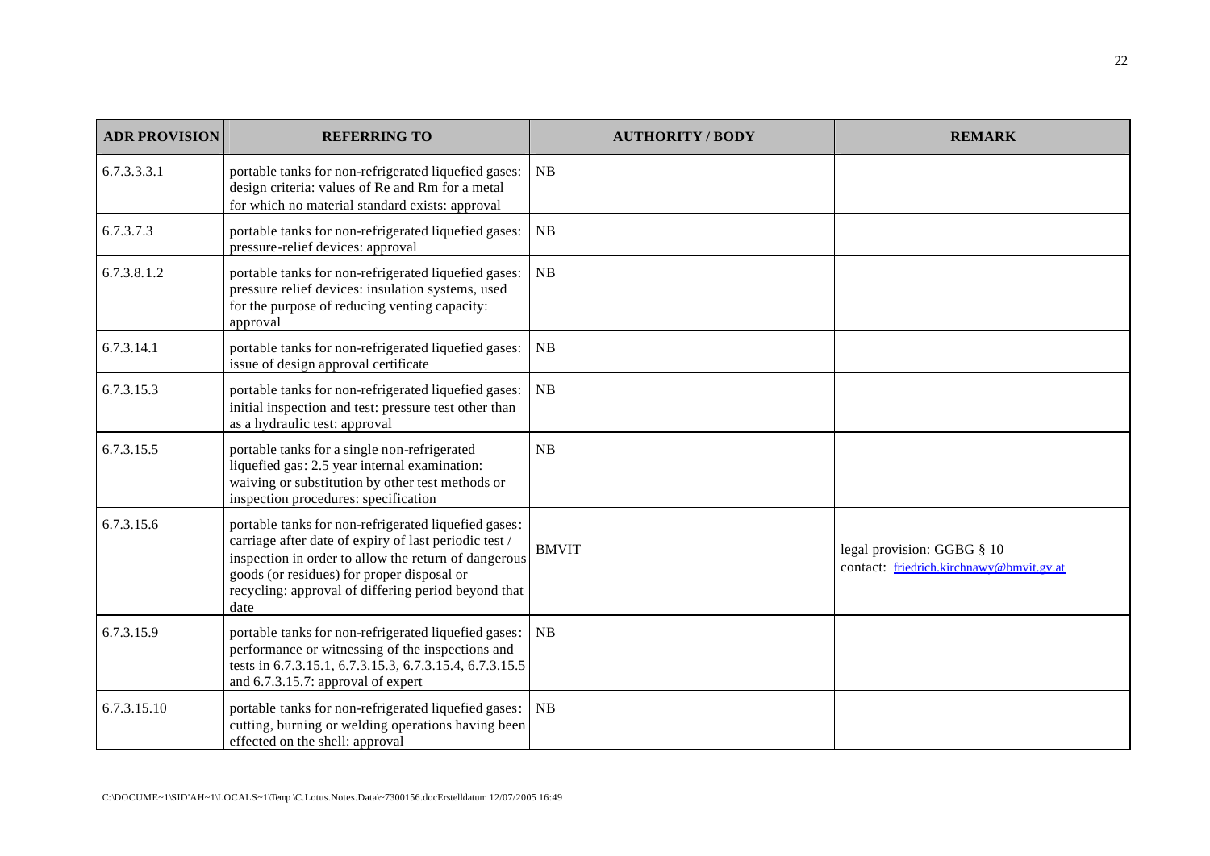| ADR PROVISION | REFERRING TO | AUTHORITY / BODY | REMARK |
| --- | --- | --- | --- |
| 6.7.3.3.3.1 | portable tanks for non-refrigerated liquefied gases: design criteria: values of Re and Rm for a metal for which no material standard exists: approval | NB | |
| 6.7.3.7.3 | portable tanks for non-refrigerated liquefied gases: pressure-relief devices: approval | NB | |
| 6.7.3.8.1.2 | portable tanks for non-refrigerated liquefied gases: pressure relief devices: insulation systems, used for the purpose of reducing venting capacity: approval | NB | |
| 6.7.3.14.1 | portable tanks for non-refrigerated liquefied gases: issue of design approval certificate | NB | |
| 6.7.3.15.3 | portable tanks for non-refrigerated liquefied gases: initial inspection and test: pressure test other than as a hydraulic test: approval | NB | |
| 6.7.3.15.5 | portable tanks for a single non-refrigerated liquefied gas: 2.5 year internal examination: waiving or substitution by other test methods or inspection procedures: specification | NB | |
| 6.7.3.15.6 | portable tanks for non-refrigerated liquefied gases: carriage after date of expiry of last periodic test / inspection in order to allow the return of dangerous goods (or residues) for proper disposal or recycling: approval of differing period beyond that date | BMVIT | legal provision: GGBG § 10<br>contact: friedrich.kirchnawy@bmvit.gv.at |
| 6.7.3.15.9 | portable tanks for non-refrigerated liquefied gases: performance or witnessing of the inspections and tests in 6.7.3.15.1, 6.7.3.15.3, 6.7.3.15.4, 6.7.3.15.5 and 6.7.3.15.7: approval of expert | NB | |
| 6.7.3.15.10 | portable tanks for non-refrigerated liquefied gases: cutting, burning or welding operations having been effected on the shell: approval | NB | |

C:\DOCUME~1\SID'AH~1\LOCALS~1\Temp \C.Lotus.Notes.Data\~7300156.docErstelldatum 12/07/2005 16:49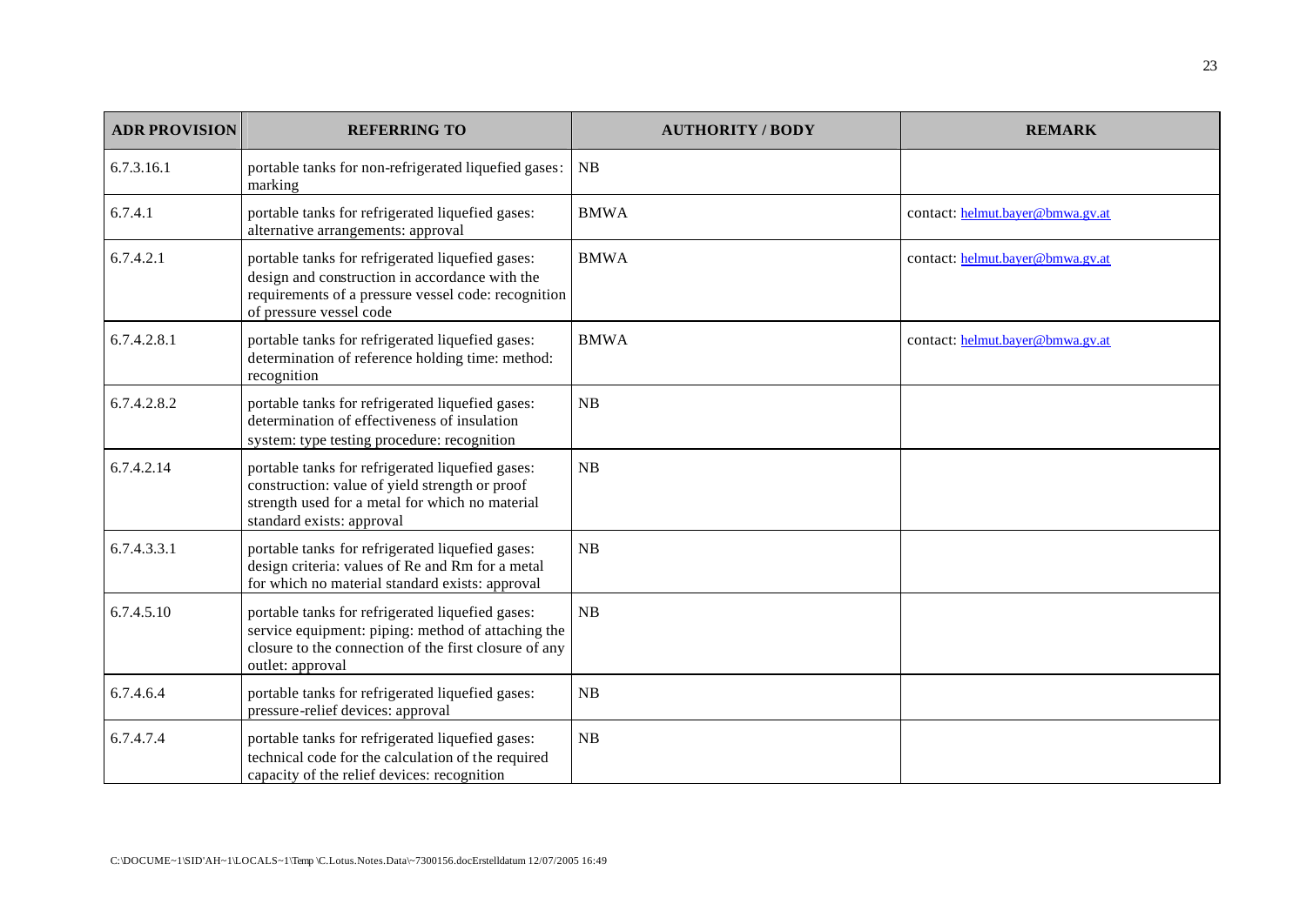| ADR PROVISION | REFERRING TO | AUTHORITY / BODY | REMARK |
| --- | --- | --- | --- |
| 6.7.3.16.1 | portable tanks for non-refrigerated liquefied gases: marking | NB | |
| 6.7.4.1 | portable tanks for refrigerated liquefied gases: alternative arrangements: approval | BMWA | contact: helmut.bayer@bmwa.gv.at |
| 6.7.4.2.1 | portable tanks for refrigerated liquefied gases: design and construction in accordance with the requirements of a pressure vessel code: recognition of pressure vessel code | BMWA | contact: helmut.bayer@bmwa.gv.at |
| 6.7.4.2.8.1 | portable tanks for refrigerated liquefied gases: determination of reference holding time: method: recognition | BMWA | contact: helmut.bayer@bmwa.gv.at |
| 6.7.4.2.8.2 | portable tanks for refrigerated liquefied gases: determination of effectiveness of insulation system: type testing procedure: recognition | NB | |
| 6.7.4.2.14 | portable tanks for refrigerated liquefied gases: construction: value of yield strength or proof strength used for a metal for which no material standard exists: approval | NB | |
| 6.7.4.3.3.1 | portable tanks for refrigerated liquefied gases: design criteria: values of Re and Rm for a metal for which no material standard exists: approval | NB | |
| 6.7.4.5.10 | portable tanks for refrigerated liquefied gases: service equipment: piping: method of attaching the closure to the connection of the first closure of any outlet: approval | NB | |
| 6.7.4.6.4 | portable tanks for refrigerated liquefied gases: pressure-relief devices: approval | NB | |
| 6.7.4.7.4 | portable tanks for refrigerated liquefied gases: technical code for the calculation of the required capacity of the relief devices: recognition | NB | |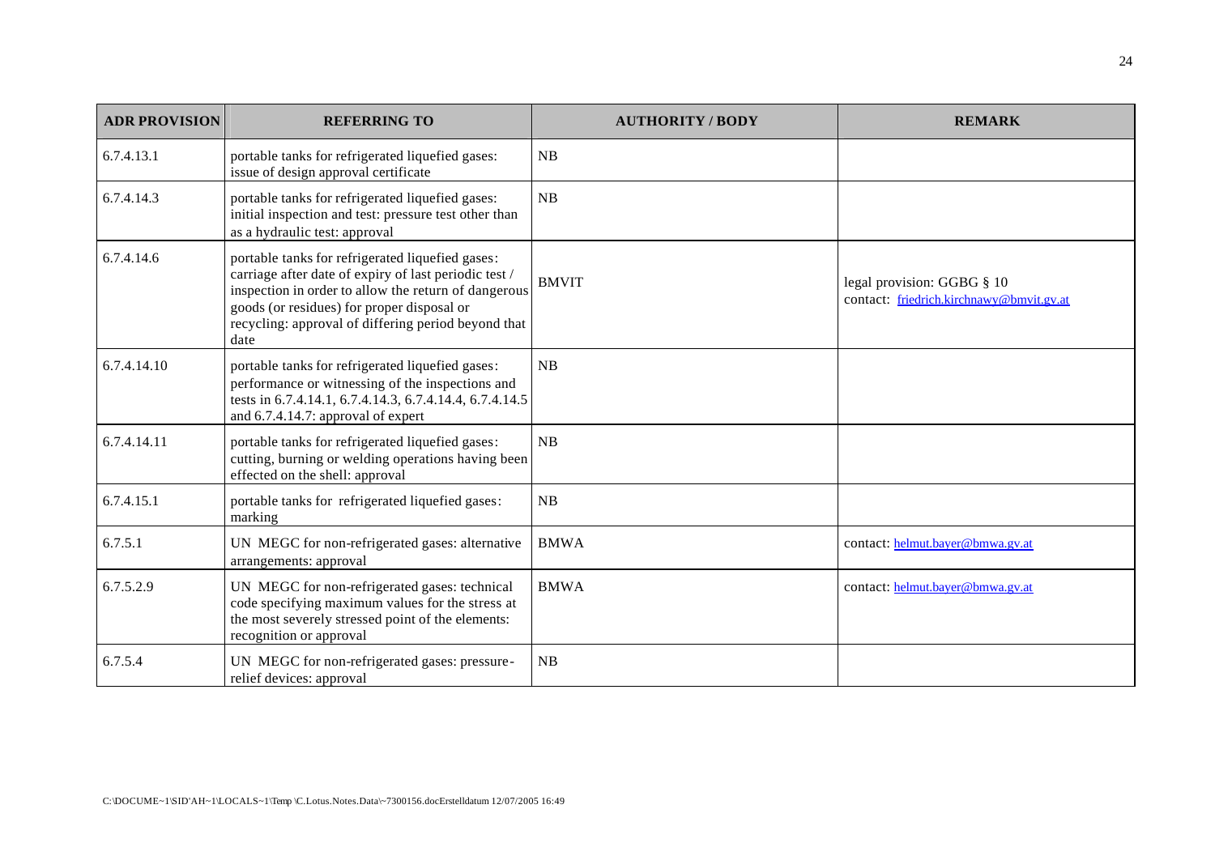| ADR PROVISION | REFERRING TO | AUTHORITY / BODY | REMARK |
|---|---|---|---|
| 6.7.4.13.1 | portable tanks for refrigerated liquefied gases: issue of design approval certificate | NB | |
| 6.7.4.14.3 | portable tanks for refrigerated liquefied gases: initial inspection and test: pressure test other than as a hydraulic test: approval | NB | |
| 6.7.4.14.6 | portable tanks for refrigerated liquefied gases: carriage after date of expiry of last periodic test / inspection in order to allow the return of dangerous goods (or residues) for proper disposal or recycling: approval of differing period beyond that date | BMVIT | legal provision: GGBG § 10 contact: friedrich.kirchnawy@bmvit.gv.at |
| 6.7.4.14.10 | portable tanks for refrigerated liquefied gases: performance or witnessing of the inspections and tests in 6.7.4.14.1, 6.7.4.14.3, 6.7.4.14.4, 6.7.4.14.5 and 6.7.4.14.7: approval of expert | NB | |
| 6.7.4.14.11 | portable tanks for refrigerated liquefied gases: cutting, burning or welding operations having been effected on the shell: approval | NB | |
| 6.7.4.15.1 | portable tanks for refrigerated liquefied gases: marking | NB | |
| 6.7.5.1 | UN MEGC for non-refrigerated gases: alternative arrangements: approval | BMWA | contact: helmut.bayer@bmwa.gv.at |
| 6.7.5.2.9 | UN MEGC for non-refrigerated gases: technical code specifying maximum values for the stress at the most severely stressed point of the elements: recognition or approval | BMWA | contact: helmut.bayer@bmwa.gv.at |
| 6.7.5.4 | UN MEGC for non-refrigerated gases: pressure-relief devices: approval | NB | |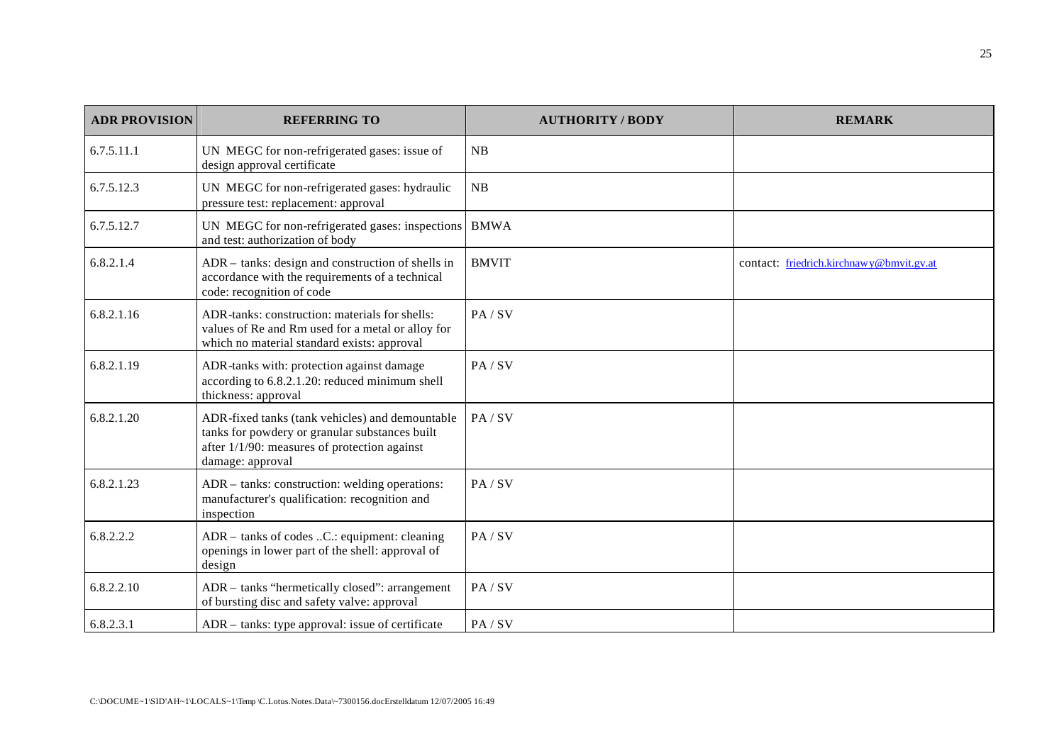| ADR PROVISION | REFERRING TO | AUTHORITY / BODY | REMARK |
|---|---|---|---|
| 6.7.5.11.1 | UN MEGC for non-refrigerated gases: issue of design approval certificate | NB | |
| 6.7.5.12.3 | UN MEGC for non-refrigerated gases: hydraulic pressure test: replacement: approval | NB | |
| 6.7.5.12.7 | UN MEGC for non-refrigerated gases: inspections and test: authorization of body | BMWA | |
| 6.8.2.1.4 | ADR – tanks: design and construction of shells in accordance with the requirements of a technical code: recognition of code | BMVIT | contact: friedrich.kirchnawy@bmvit.gv.at |
| 6.8.2.1.16 | ADR-tanks: construction: materials for shells: values of Re and Rm used for a metal or alloy for which no material standard exists: approval | PA / SV | |
| 6.8.2.1.19 | ADR-tanks with: protection against damage according to 6.8.2.1.20: reduced minimum shell thickness: approval | PA / SV | |
| 6.8.2.1.20 | ADR-fixed tanks (tank vehicles) and demountable tanks for powdery or granular substances built after 1/1/90: measures of protection against damage: approval | PA / SV | |
| 6.8.2.1.23 | ADR – tanks: construction: welding operations: manufacturer's qualification: recognition and inspection | PA / SV | |
| 6.8.2.2.2 | ADR – tanks of codes ..C.: equipment: cleaning openings in lower part of the shell: approval of design | PA / SV | |
| 6.8.2.2.10 | ADR – tanks "hermetically closed": arrangement of bursting disc and safety valve: approval | PA / SV | |
| 6.8.2.3.1 | ADR – tanks: type approval: issue of certificate | PA / SV | |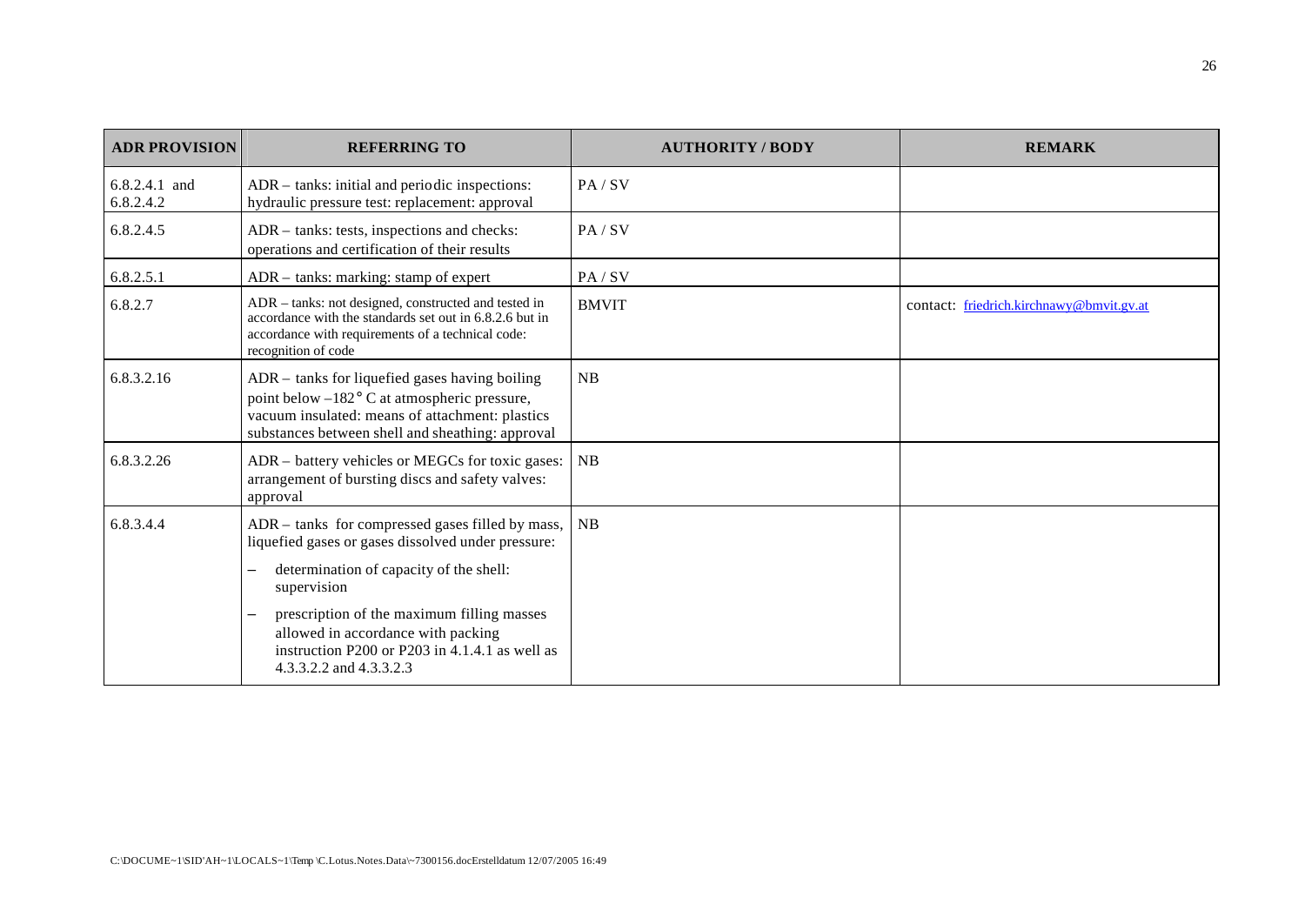| ADR PROVISION | REFERRING TO | AUTHORITY / BODY | REMARK |
|---|---|---|---|
| 6.8.2.4.1 and 6.8.2.4.2 | ADR – tanks: initial and periodic inspections: hydraulic pressure test: replacement: approval | PA / SV | |
| 6.8.2.4.5 | ADR – tanks: tests, inspections and checks: operations and certification of their results | PA / SV | |
| 6.8.2.5.1 | ADR – tanks: marking: stamp of expert | PA / SV | |
| 6.8.2.7 | ADR – tanks: not designed, constructed and tested in accordance with the standards set out in 6.8.2.6 but in accordance with requirements of a technical code: recognition of code | BMVIT | contact: friedrich.kirchnawy@bmvit.gv.at |
| 6.8.3.2.16 | ADR – tanks for liquefied gases having boiling point below –182° C at atmospheric pressure, vacuum insulated: means of attachment: plastics substances between shell and sheathing: approval | NB | |
| 6.8.3.2.26 | ADR – battery vehicles or MEGCs for toxic gases: arrangement of bursting discs and safety valves: approval | NB | |
| 6.8.3.4.4 | ADR – tanks for compressed gases filled by mass, liquefied gases or gases dissolved under pressure: <br>– determination of capacity of the shell: supervision <br>– prescription of the maximum filling masses allowed in accordance with packing instruction P200 or P203 in 4.1.4.1 as well as 4.3.3.2.2 and 4.3.3.2.3 | NB | |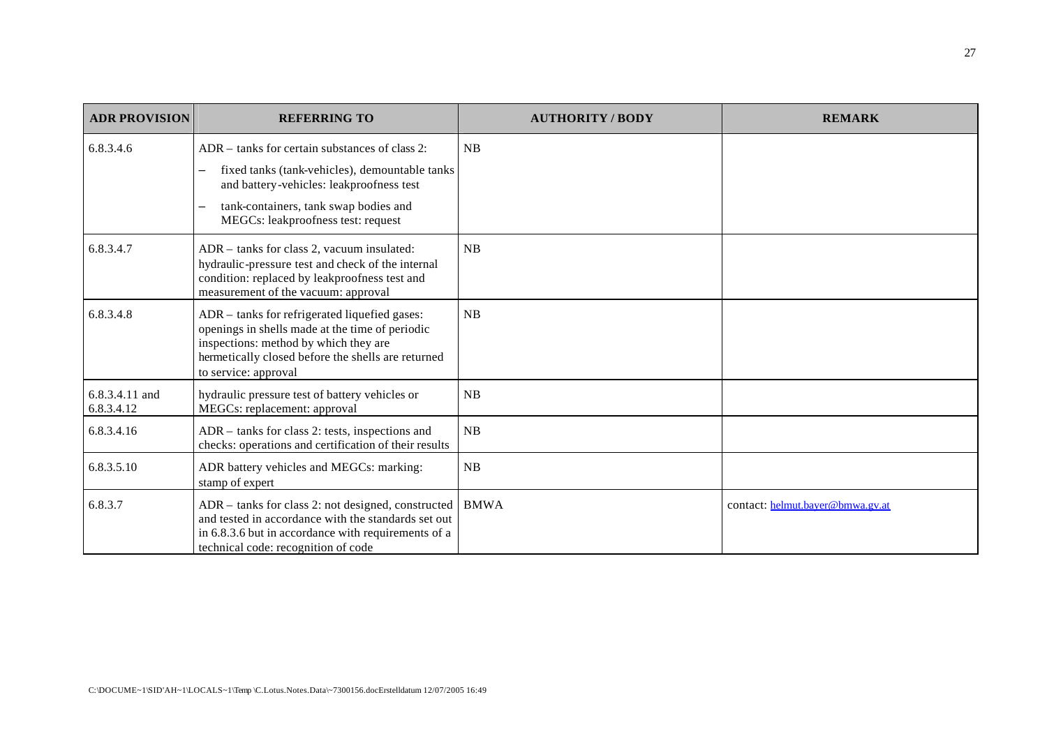| ADR PROVISION | REFERRING TO | AUTHORITY / BODY | REMARK |
|---|---|---|---|
| 6.8.3.4.6 | ADR – tanks for certain substances of class 2:<br>– fixed tanks (tank-vehicles), demountable tanks and battery-vehicles: leakproofness test<br>– tank-containers, tank swap bodies and MEGCs: leakproofness test: request | NB | |
| 6.8.3.4.7 | ADR – tanks for class 2, vacuum insulated: hydraulic-pressure test and check of the internal condition: replaced by leakproofness test and measurement of the vacuum: approval | NB | |
| 6.8.3.4.8 | ADR – tanks for refrigerated liquefied gases: openings in shells made at the time of periodic inspections: method by which they are hermetically closed before the shells are returned to service: approval | NB | |
| 6.8.3.4.11 and 6.8.3.4.12 | hydraulic pressure test of battery vehicles or MEGCs: replacement: approval | NB | |
| 6.8.3.4.16 | ADR – tanks for class 2: tests, inspections and checks: operations and certification of their results | NB | |
| 6.8.3.5.10 | ADR battery vehicles and MEGCs: marking: stamp of expert | NB | |
| 6.8.3.7 | ADR – tanks for class 2: not designed, constructed and tested in accordance with the standards set out in 6.8.3.6 but in accordance with requirements of a technical code: recognition of code | BMWA | contact: helmut.bayer@bmwa.gv.at |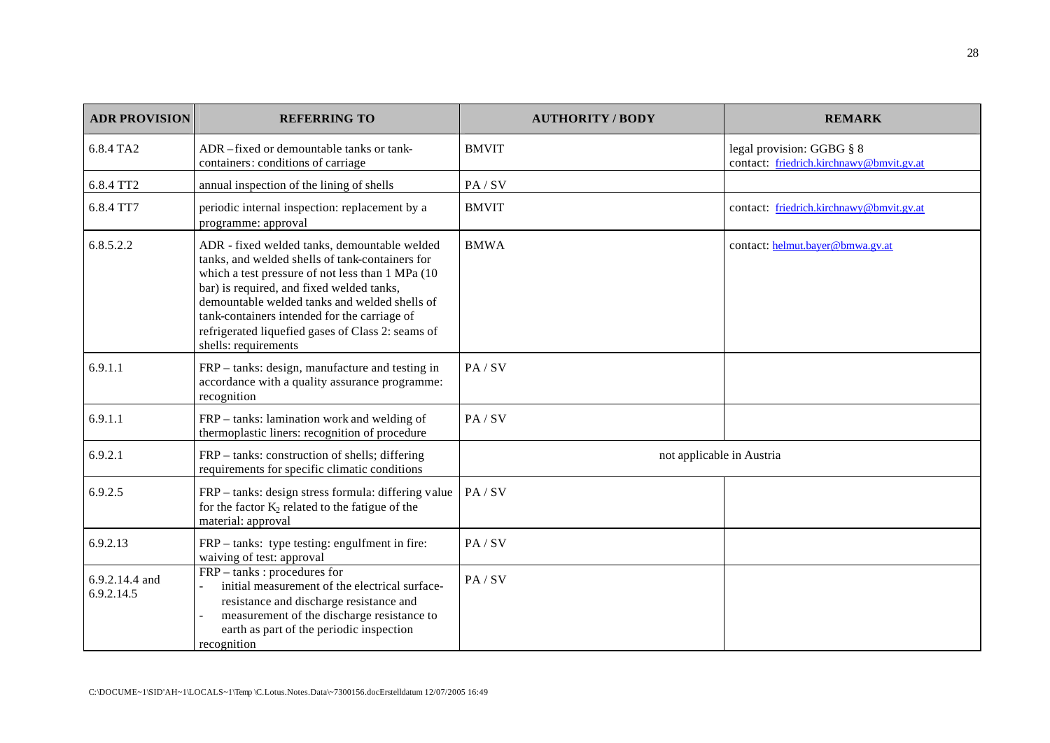| ADR PROVISION | REFERRING TO | AUTHORITY / BODY | REMARK |
|---|---|---|---|
| 6.8.4 TA2 | ADR – fixed or demountable tanks or tank-containers: conditions of carriage | BMVIT | legal provision: GGBG § 8<br>contact: friedrich.kirchnawy@bmvit.gv.at |
| 6.8.4 TT2 | annual inspection of the lining of shells | PA / SV | |
| 6.8.4 TT7 | periodic internal inspection: replacement by a programme: approval | BMVIT | contact: friedrich.kirchnawy@bmvit.gv.at |
| 6.8.5.2.2 | ADR - fixed welded tanks, demountable welded tanks, and welded shells of tank-containers for which a test pressure of not less than 1 MPa (10 bar) is required, and fixed welded tanks, demountable welded tanks and welded shells of tank-containers intended for the carriage of refrigerated liquefied gases of Class 2: seams of shells: requirements | BMWA | contact: helmut.bayer@bmwa.gv.at |
| 6.9.1.1 | FRP – tanks: design, manufacture and testing in accordance with a quality assurance programme: recognition | PA / SV | |
| 6.9.1.1 | FRP – tanks: lamination work and welding of thermoplastic liners: recognition of procedure | PA / SV | |
| 6.9.2.1 | FRP – tanks: construction of shells; differing requirements for specific climatic conditions | not applicable in Austria | |
| 6.9.2.5 | FRP – tanks: design stress formula: differing value for the factor $K_2$ related to the fatigue of the material: approval | PA / SV | |
| 6.9.2.13 | FRP – tanks: type testing: engulfment in fire: waiving of test: approval | PA / SV | |
| 6.9.2.14.4 and 6.9.2.14.5 | FRP – tanks : procedures for<br>- initial measurement of the electrical surface-resistance and discharge resistance and<br>- measurement of the discharge resistance to earth as part of the periodic inspection<br>recognition | PA / SV | |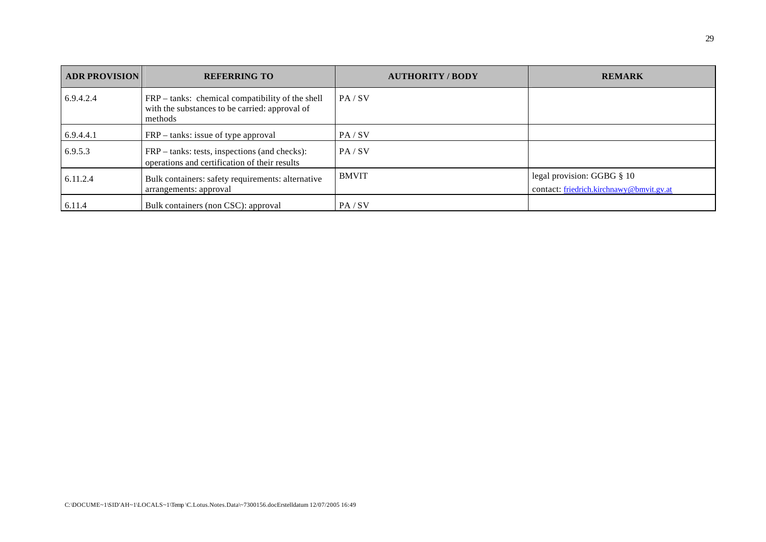| ADR PROVISION | REFERRING TO | AUTHORITY / BODY | REMARK |
|---|---|---|---|
| 6.9.4.2.4 | FRP – tanks: chemical compatibility of the shell with the substances to be carried: approval of methods | PA / SV | |
| 6.9.4.4.1 | FRP – tanks: issue of type approval | PA / SV | |
| 6.9.5.3 | FRP – tanks: tests, inspections (and checks): operations and certification of their results | PA / SV | |
| 6.11.2.4 | Bulk containers: safety requirements: alternative arrangements: approval | BMVIT | legal provision: GGBG § 10<br>contact: friedrich.kirchnawy@bmvit.gv.at |
| 6.11.4 | Bulk containers (non CSC): approval | PA / SV | |

C:\DOCUME~1\SID'AH~1\LOCALS~1\Temp \C.Lotus.Notes.Data\~7300156.docErstelldatum 12/07/2005 16:49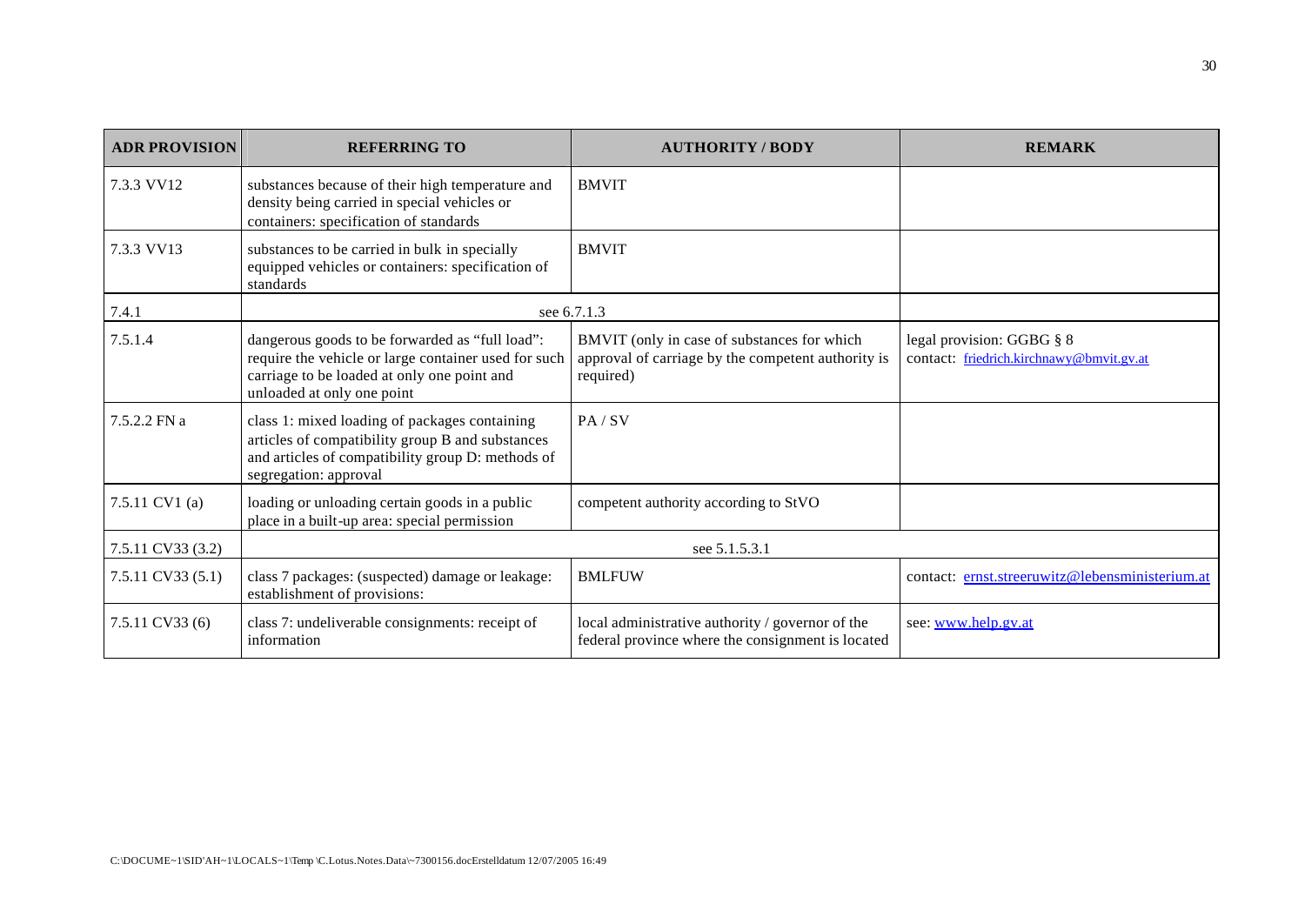| ADR PROVISION | REFERRING TO | AUTHORITY / BODY | REMARK |
|---|---|---|---|
| 7.3.3 VV12 | substances because of their high temperature and density being carried in special vehicles or containers: specification of standards | BMVIT | |
| 7.3.3 VV13 | substances to be carried in bulk in specially equipped vehicles or containers: specification of standards | BMVIT | |
| 7.4.1 | see 6.7.1.3 | | |
| 7.5.1.4 | dangerous goods to be forwarded as "full load": require the vehicle or large container used for such carriage to be loaded at only one point and unloaded at only one point | BMVIT (only in case of substances for which approval of carriage by the competent authority is required) | legal provision: GGBG § 8 contact: friedrich.kirchnawy@bmvit.gv.at |
| 7.5.2.2 FN a | class 1: mixed loading of packages containing articles of compatibility group B and substances and articles of compatibility group D: methods of segregation: approval | PA / SV | |
| 7.5.11 CV1 (a) | loading or unloading certain goods in a public place in a built-up area: special permission | competent authority according to StVO | |
| 7.5.11 CV33 (3.2) | see 5.1.5.3.1 | | |
| 7.5.11 CV33 (5.1) | class 7 packages: (suspected) damage or leakage: establishment of provisions: | BMLFUW | contact: ernst.streeruwitz@lebensministerium.at |
| 7.5.11 CV33 (6) | class 7: undeliverable consignments: receipt of information | local administrative authority / governor of the federal province where the consignment is located | see: www.help.gv.at |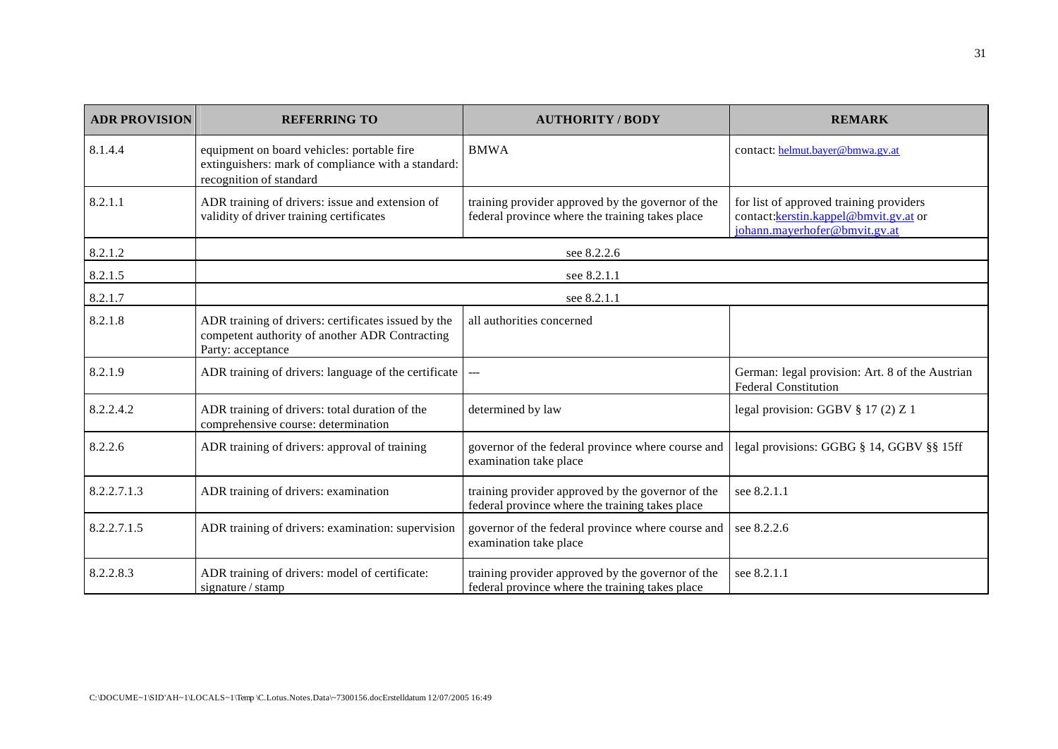| ADR PROVISION | REFERRING TO | AUTHORITY / BODY | REMARK |
|---|---|---|---|
| 8.1.4.4 | equipment on board vehicles: portable fire extinguishers: mark of compliance with a standard: recognition of standard | BMWA | contact: helmut.bayer@bmwa.gv.at |
| 8.2.1.1 | ADR training of drivers: issue and extension of validity of driver training certificates | training provider approved by the governor of the federal province where the training takes place | for list of approved training providers contact:kerstin.kappel@bmvit.gv.at or johann.mayerhofer@bmvit.gv.at |
| 8.2.1.2 | see 8.2.2.6 | | |
| 8.2.1.5 | see 8.2.1.1 | | |
| 8.2.1.7 | see 8.2.1.1 | | |
| 8.2.1.8 | ADR training of drivers: certificates issued by the competent authority of another ADR Contracting Party: acceptance | all authorities concerned | |
| 8.2.1.9 | ADR training of drivers: language of the certificate | --- | German: legal provision: Art. 8 of the Austrian Federal Constitution |
| 8.2.2.4.2 | ADR training of drivers: total duration of the comprehensive course: determination | determined by law | legal provision: GGBV § 17 (2) Z 1 |
| 8.2.2.6 | ADR training of drivers: approval of training | governor of the federal province where course and examination take place | legal provisions: GGBG § 14, GGBV §§ 15ff |
| 8.2.2.7.1.3 | ADR training of drivers: examination | training provider approved by the governor of the federal province where the training takes place | see 8.2.1.1 |
| 8.2.2.7.1.5 | ADR training of drivers: examination: supervision | governor of the federal province where course and examination take place | see 8.2.2.6 |
| 8.2.2.8.3 | ADR training of drivers: model of certificate: signature / stamp | training provider approved by the governor of the federal province where the training takes place | see 8.2.1.1 |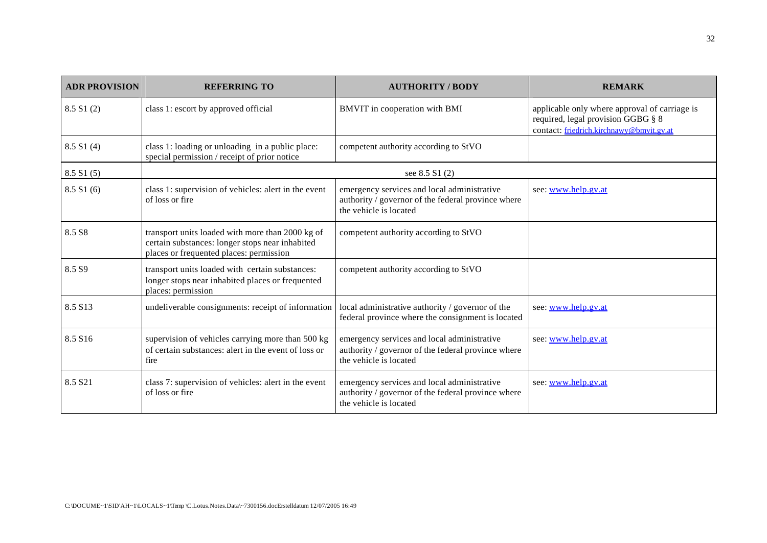| ADR PROVISION | REFERRING TO | AUTHORITY / BODY | REMARK |
| --- | --- | --- | --- |
| 8.5 S1 (2) | class 1: escort by approved official | BMVIT in cooperation with BMI | applicable only where approval of carriage is required, legal provision GGBG § 8 contact: friedrich.kirchnawy@bmvit.gv.at |
| 8.5 S1 (4) | class 1: loading or unloading in a public place: special permission / receipt of prior notice | competent authority according to StVO | |
| 8.5 S1 (5) | see 8.5 S1 (2) | | |
| 8.5 S1 (6) | class 1: supervision of vehicles: alert in the event of loss or fire | emergency services and local administrative authority / governor of the federal province where the vehicle is located | see: www.help.gv.at |
| 8.5 S8 | transport units loaded with more than 2000 kg of certain substances: longer stops near inhabited places or frequented places: permission | competent authority according to StVO | |
| 8.5 S9 | transport units loaded with certain substances: longer stops near inhabited places or frequented places: permission | competent authority according to StVO | |
| 8.5 S13 | undeliverable consignments: receipt of information | local administrative authority / governor of the federal province where the consignment is located | see: www.help.gv.at |
| 8.5 S16 | supervision of vehicles carrying more than 500 kg of certain substances: alert in the event of loss or fire | emergency services and local administrative authority / governor of the federal province where the vehicle is located | see: www.help.gv.at |
| 8.5 S21 | class 7: supervision of vehicles: alert in the event of loss or fire | emergency services and local administrative authority / governor of the federal province where the vehicle is located | see: www.help.gv.at |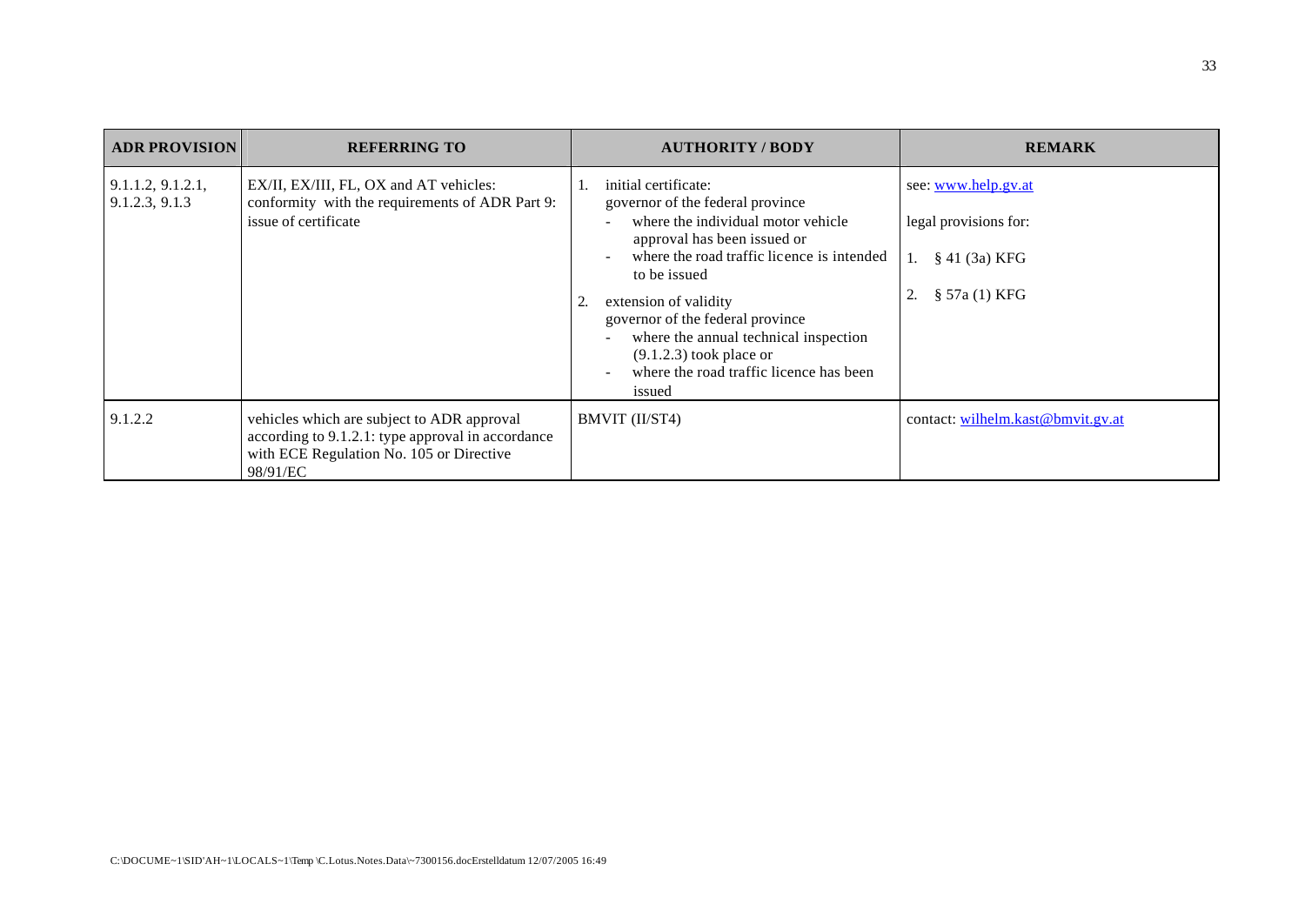| ADR PROVISION | REFERRING TO | AUTHORITY / BODY | REMARK |
|---|---|---|---|
| 9.1.1.2, 9.1.2.1, 9.1.2.3, 9.1.3 | EX/II, EX/III, FL, OX and AT vehicles: conformity with the requirements of ADR Part 9: issue of certificate | 1. initial certificate: governor of the federal province<br>- where the individual motor vehicle approval has been issued or<br>- where the road traffic licence is intended to be issued<br>2. extension of validity governor of the federal province<br>- where the annual technical inspection (9.1.2.3) took place or<br>- where the road traffic licence has been issued | see: www.help.gv.at<br>legal provisions for:<br>1. § 41 (3a) KFG<br>2. § 57a (1) KFG |
| 9.1.2.2 | vehicles which are subject to ADR approval according to 9.1.2.1: type approval in accordance with ECE Regulation No. 105 or Directive 98/91/EC | BMVIT (II/ST4) | contact: wilhelm.kast@bmvit.gv.at |

C:\DOCUME~1\SID'AH~1\LOCALS~1\Temp \C.Lotus.Notes.Data\~7300156.docErstelldatum 12/07/2005 16:49